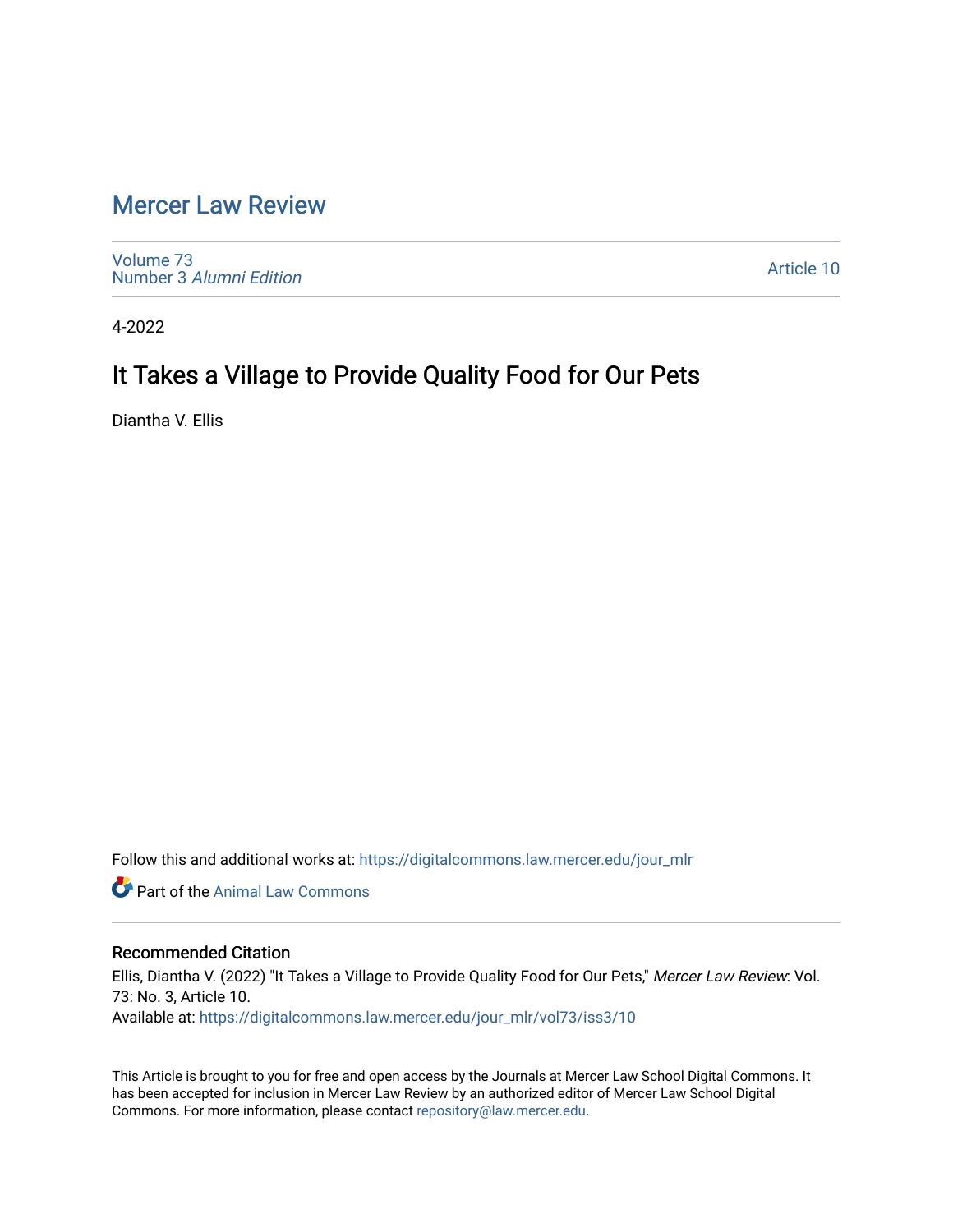# Mercer Law Review

Volume 73
Number 3 *Alumni Edition*

Article 10

4-2022

## It Takes a Village to Provide Quality Food for Our Pets

Diantha V. Ellis

Follow this and additional works at: https://digitalcommons.law.mercer.edu/jour_mlr

Part of the Animal Law Commons

### Recommended Citation

Ellis, Diantha V. (2022) "It Takes a Village to Provide Quality Food for Our Pets," *Mercer Law Review*: Vol. 73: No. 3, Article 10.
Available at: https://digitalcommons.law.mercer.edu/jour_mlr/vol73/iss3/10

This Article is brought to you for free and open access by the Journals at Mercer Law School Digital Commons. It has been accepted for inclusion in Mercer Law Review by an authorized editor of Mercer Law School Digital Commons. For more information, please contact repository@law.mercer.edu.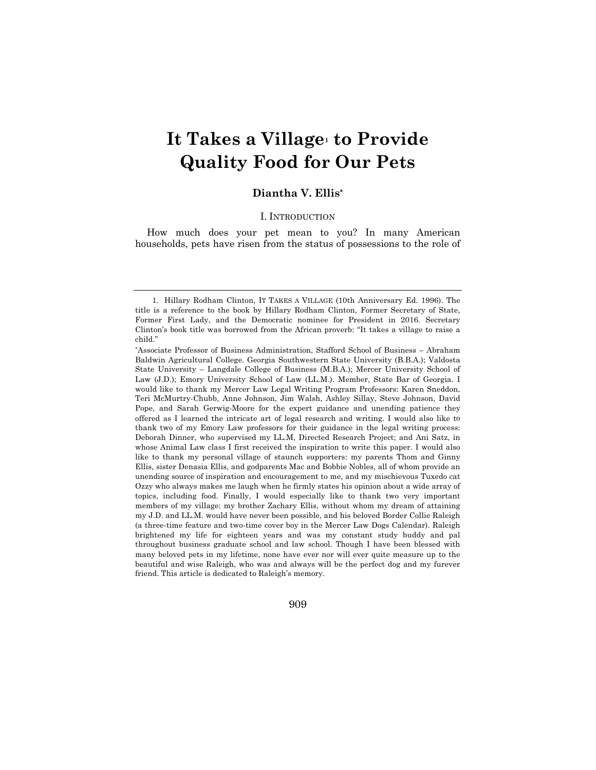# It Takes a Village[1] to Provide Quality Food for Our Pets

**Diantha V. Ellis***

## I. INTRODUCTION

How much does your pet mean to you? In many American households, pets have risen from the status of possessions to the role of

---

1. Hillary Rodham Clinton, IT TAKES A VILLAGE (10th Anniversary Ed. 1996). The title is a reference to the book by Hillary Rodham Clinton, Former Secretary of State, Former First Lady, and the Democratic nominee for President in 2016. Secretary Clinton's book title was borrowed from the African proverb: "It takes a village to raise a child."

*Associate Professor of Business Administration, Stafford School of Business – Abraham Baldwin Agricultural College. Georgia Southwestern State University (B.B.A.); Valdosta State University – Langdale College of Business (M.B.A.); Mercer University School of Law (J.D.); Emory University School of Law (LL.M.). Member, State Bar of Georgia. I would like to thank my Mercer Law Legal Writing Program Professors: Karen Sneddon, Teri McMurtry-Chubb, Anne Johnson, Jim Walsh, Ashley Sillay, Steve Johnson, David Pope, and Sarah Gerwig-Moore for the expert guidance and unending patience they offered as I learned the intricate art of legal research and writing. I would also like to thank two of my Emory Law professors for their guidance in the legal writing process: Deborah Dinner, who supervised my LL.M, Directed Research Project; and Ani Satz, in whose Animal Law class I first received the inspiration to write this paper. I would also like to thank my personal village of staunch supporters: my parents Thom and Ginny Ellis, sister Denasia Ellis, and godparents Mac and Bobbie Nobles, all of whom provide an unending source of inspiration and encouragement to me, and my mischievous Tuxedo cat Ozzy who always makes me laugh when he firmly states his opinion about a wide array of topics, including food. Finally, I would especially like to thank two very important members of my village: my brother Zachary Ellis, without whom my dream of attaining my J.D. and LL.M. would have never been possible, and his beloved Border Collie Raleigh (a three-time feature and two-time cover boy in the Mercer Law Dogs Calendar). Raleigh brightened my life for eighteen years and was my constant study buddy and pal throughout business graduate school and law school. Though I have been blessed with many beloved pets in my lifetime, none have ever nor will ever quite measure up to the beautiful and wise Raleigh, who was and always will be the perfect dog and my furever friend. This article is dedicated to Raleigh's memory.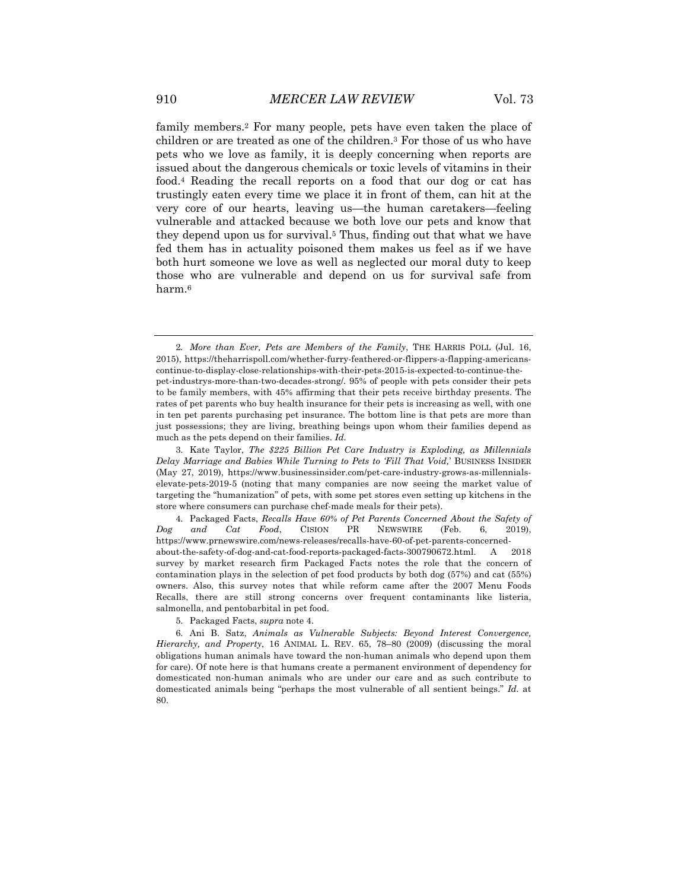family members.[2] For many people, pets have even taken the place of children or are treated as one of the children.[3] For those of us who have pets who we love as family, it is deeply concerning when reports are issued about the dangerous chemicals or toxic levels of vitamins in their food.[4] Reading the recall reports on a food that our dog or cat has trustingly eaten every time we place it in front of them, can hit at the very core of our hearts, leaving us—the human caretakers—feeling vulnerable and attacked because we both love our pets and know that they depend upon us for survival.[5] Thus, finding out that what we have fed them has in actuality poisoned them makes us feel as if we have both hurt someone we love as well as neglected our moral duty to keep those who are vulnerable and depend on us for survival safe from harm.[6]

---

2. *More than Ever, Pets are Members of the Family*, THE HARRIS POLL (Jul. 16, 2015), https://theharrispoll.com/whether-furry-feathered-or-flippers-a-flapping-americans-continue-to-display-close-relationships-with-their-pets-2015-is-expected-to-continue-the-pet-industrys-more-than-two-decades-strong/. 95% of people with pets consider their pets to be family members, with 45% affirming that their pets receive birthday presents. The rates of pet parents who buy health insurance for their pets is increasing as well, with one in ten pet parents purchasing pet insurance. The bottom line is that pets are more than just possessions; they are living, breathing beings upon whom their families depend as much as the pets depend on their families. *Id.*

3. Kate Taylor, *The $225 Billion Pet Care Industry is Exploding, as Millennials Delay Marriage and Babies While Turning to Pets to 'Fill That Void,'* BUSINESS INSIDER (May 27, 2019), https://www.businessinsider.com/pet-care-industry-grows-as-millennials-elevate-pets-2019-5 (noting that many companies are now seeing the market value of targeting the "humanization" of pets, with some pet stores even setting up kitchens in the store where consumers can purchase chef-made meals for their pets).

4. Packaged Facts, *Recalls Have 60% of Pet Parents Concerned About the Safety of Dog and Cat Food*, CISION PR NEWSWIRE (Feb. 6, 2019), https://www.prnewswire.com/news-releases/recalls-have-60-of-pet-parents-concerned-about-the-safety-of-dog-and-cat-food-reports-packaged-facts-300790672.html. A 2018 survey by market research firm Packaged Facts notes the role that the concern of contamination plays in the selection of pet food products by both dog (57%) and cat (55%) owners. Also, this survey notes that while reform came after the 2007 Menu Foods Recalls, there are still strong concerns over frequent contaminants like listeria, salmonella, and pentobarbital in pet food.

5. Packaged Facts, *supra* note 4.

6. Ani B. Satz, *Animals as Vulnerable Subjects: Beyond Interest Convergence, Hierarchy, and Property*, 16 ANIMAL L. REV. 65, 78–80 (2009) (discussing the moral obligations human animals have toward the non-human animals who depend upon them for care). Of note here is that humans create a permanent environment of dependency for domesticated non-human animals who are under our care and as such contribute to domesticated animals being "perhaps the most vulnerable of all sentient beings." *Id.* at 80.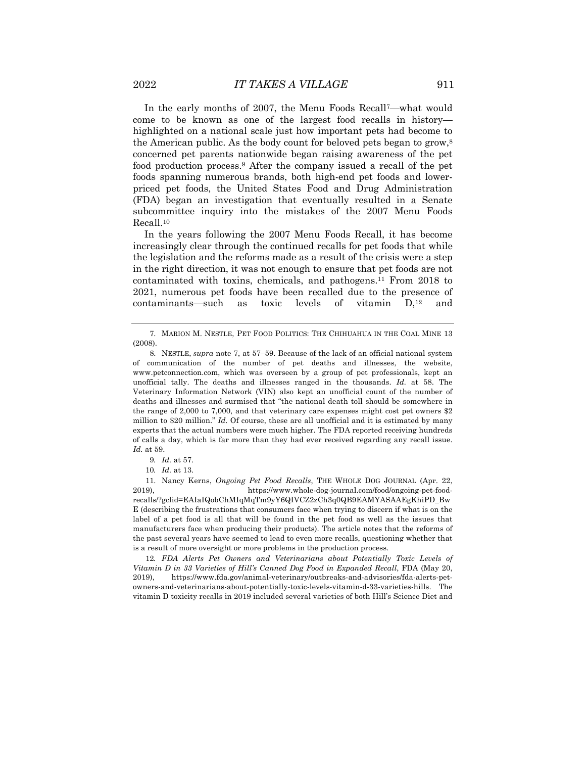In the early months of 2007, the Menu Foods Recall[7]—what would come to be known as one of the largest food recalls in history—highlighted on a national scale just how important pets had become to the American public. As the body count for beloved pets began to grow,[8] concerned pet parents nationwide began raising awareness of the pet food production process.[9] After the company issued a recall of the pet foods spanning numerous brands, both high-end pet foods and lower-priced pet foods, the United States Food and Drug Administration (FDA) began an investigation that eventually resulted in a Senate subcommittee inquiry into the mistakes of the 2007 Menu Foods Recall.[10]

In the years following the 2007 Menu Foods Recall, it has become increasingly clear through the continued recalls for pet foods that while the legislation and the reforms made as a result of the crisis were a step in the right direction, it was not enough to ensure that pet foods are not contaminated with toxins, chemicals, and pathogens.[11] From 2018 to 2021, numerous pet foods have been recalled due to the presence of contaminants—such as toxic levels of vitamin D,[12] and

---

7. MARION M. NESTLE, PET FOOD POLITICS: THE CHIHUAHUA IN THE COAL MINE 13 (2008).

8. NESTLE, *supra* note 7, at 57–59. Because of the lack of an official national system of communication of the number of pet deaths and illnesses, the website, www.petconnection.com, which was overseen by a group of pet professionals, kept an unofficial tally. The deaths and illnesses ranged in the thousands. *Id.* at 58. The Veterinary Information Network (VIN) also kept an unofficial count of the number of deaths and illnesses and surmised that "the national death toll should be somewhere in the range of 2,000 to 7,000, and that veterinary care expenses might cost pet owners $2 million to $20 million." *Id.* Of course, these are all unofficial and it is estimated by many experts that the actual numbers were much higher. The FDA reported receiving hundreds of calls a day, which is far more than they had ever received regarding any recall issue. *Id.* at 59.

9. *Id.* at 57.

10. *Id.* at 13.

11. Nancy Kerns, *Ongoing Pet Food Recalls*, THE WHOLE DOG JOURNAL (Apr. 22, 2019), https://www.whole-dog-journal.com/food/ongoing-pet-food-recalls/?gclid=EAIaIQobChMIqMqTm9yY6QIVCZ2zCh3q0QB9EAMYASAAEgKhiPD_BwE (describing the frustrations that consumers face when trying to discern if what is on the label of a pet food is all that will be found in the pet food as well as the issues that manufacturers face when producing their products). The article notes that the reforms of the past several years have seemed to lead to even more recalls, questioning whether that is a result of more oversight or more problems in the production process.

12. *FDA Alerts Pet Owners and Veterinarians about Potentially Toxic Levels of Vitamin D in 33 Varieties of Hill's Canned Dog Food in Expanded Recall*, FDA (May 20, 2019), https://www.fda.gov/animal-veterinary/outbreaks-and-advisories/fda-alerts-pet-owners-and-veterinarians-about-potentially-toxic-levels-vitamin-d-33-varieties-hills. The vitamin D toxicity recalls in 2019 included several varieties of both Hill's Science Diet and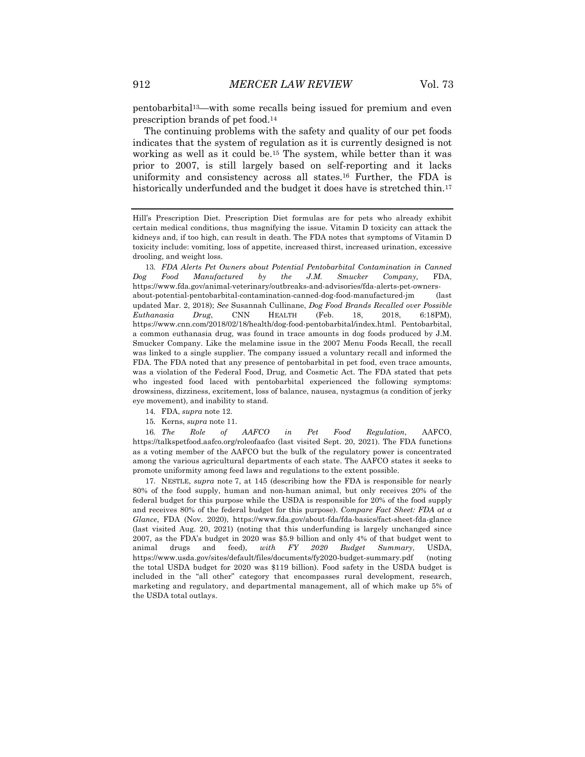pentobarbital[13]—with some recalls being issued for premium and even prescription brands of pet food.[14]

The continuing problems with the safety and quality of our pet foods indicates that the system of regulation as it is currently designed is not working as well as it could be.[15] The system, while better than it was prior to 2007, is still largely based on self-reporting and it lacks uniformity and consistency across all states.[16] Further, the FDA is historically underfunded and the budget it does have is stretched thin.[17]

---

Hill's Prescription Diet. Prescription Diet formulas are for pets who already exhibit certain medical conditions, thus magnifying the issue. Vitamin D toxicity can attack the kidneys and, if too high, can result in death. The FDA notes that symptoms of Vitamin D toxicity include: vomiting, loss of appetite, increased thirst, increased urination, excessive drooling, and weight loss.

13. *FDA Alerts Pet Owners about Potential Pentobarbital Contamination in Canned Dog Food Manufactured by the J.M. Smucker Company,* FDA, https://www.fda.gov/animal-veterinary/outbreaks-and-advisories/fda-alerts-pet-owners-about-potential-pentobarbital-contamination-canned-dog-food-manufactured-jm (last updated Mar. 2, 2018); *See* Susannah Cullinane, *Dog Food Brands Recalled over Possible Euthanasia Drug*, CNN HEALTH (Feb. 18, 2018, 6:18PM), https://www.cnn.com/2018/02/18/health/dog-food-pentobarbital/index.html. Pentobarbital, a common euthanasia drug, was found in trace amounts in dog foods produced by J.M. Smucker Company. Like the melamine issue in the 2007 Menu Foods Recall, the recall was linked to a single supplier. The company issued a voluntary recall and informed the FDA. The FDA noted that any presence of pentobarbital in pet food, even trace amounts, was a violation of the Federal Food, Drug, and Cosmetic Act. The FDA stated that pets who ingested food laced with pentobarbital experienced the following symptoms: drowsiness, dizziness, excitement, loss of balance, nausea, nystagmus (a condition of jerky eye movement), and inability to stand.

14. FDA, *supra* note 12.

15. Kerns, *supra* note 11.

16. *The Role of AAFCO in Pet Food Regulation*, AAFCO, https://talkspetfood.aafco.org/roleofaafco (last visited Sept. 20, 2021). The FDA functions as a voting member of the AAFCO but the bulk of the regulatory power is concentrated among the various agricultural departments of each state. The AAFCO states it seeks to promote uniformity among feed laws and regulations to the extent possible.

17. NESTLE, *supra* note 7, at 145 (describing how the FDA is responsible for nearly 80% of the food supply, human and non-human animal, but only receives 20% of the federal budget for this purpose while the USDA is responsible for 20% of the food supply and receives 80% of the federal budget for this purpose). *Compare Fact Sheet: FDA at a Glance*, FDA (Nov. 2020), https://www.fda.gov/about-fda/fda-basics/fact-sheet-fda-glance (last visited Aug. 20, 2021) (noting that this underfunding is largely unchanged since 2007, as the FDA's budget in 2020 was $5.9 billion and only 4% of that budget went to animal drugs and feed), *with FY 2020 Budget Summary*, USDA, https://www.usda.gov/sites/default/files/documents/fy2020-budget-summary.pdf (noting the total USDA budget for 2020 was $119 billion). Food safety in the USDA budget is included in the "all other" category that encompasses rural development, research, marketing and regulatory, and departmental management, all of which make up 5% of the USDA total outlays.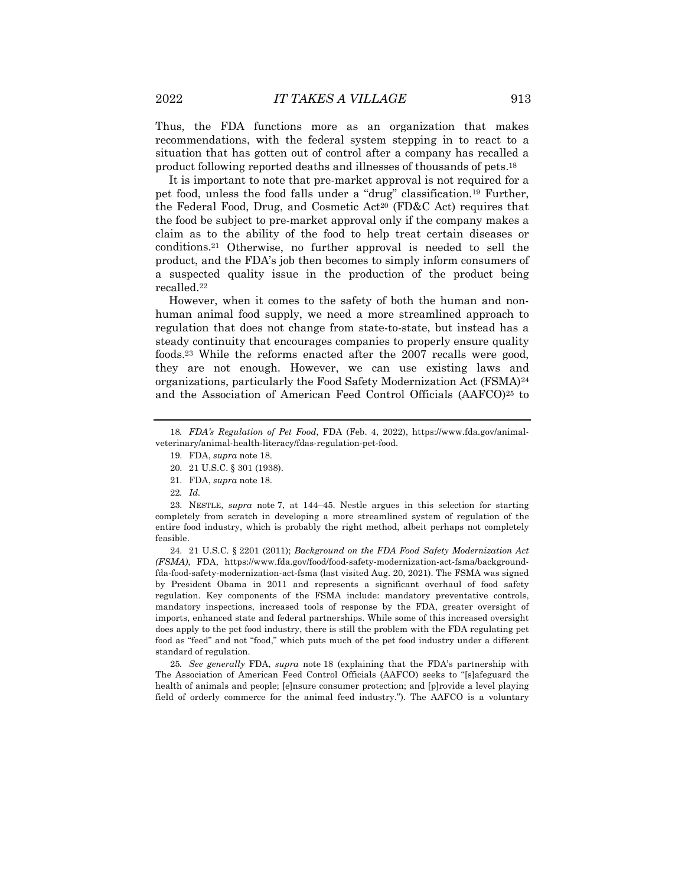Thus, the FDA functions more as an organization that makes recommendations, with the federal system stepping in to react to a situation that has gotten out of control after a company has recalled a product following reported deaths and illnesses of thousands of pets.[18]

It is important to note that pre-market approval is not required for a pet food, unless the food falls under a "drug" classification.[19] Further, the Federal Food, Drug, and Cosmetic Act[20] (FD&C Act) requires that the food be subject to pre-market approval only if the company makes a claim as to the ability of the food to help treat certain diseases or conditions.[21] Otherwise, no further approval is needed to sell the product, and the FDA's job then becomes to simply inform consumers of a suspected quality issue in the production of the product being recalled.[22]

However, when it comes to the safety of both the human and non-human animal food supply, we need a more streamlined approach to regulation that does not change from state-to-state, but instead has a steady continuity that encourages companies to properly ensure quality foods.[23] While the reforms enacted after the 2007 recalls were good, they are not enough. However, we can use existing laws and organizations, particularly the Food Safety Modernization Act (FSMA)[24] and the Association of American Feed Control Officials (AAFCO)[25] to

---

18. *FDA's Regulation of Pet Food*, FDA (Feb. 4, 2022), https://www.fda.gov/animal-veterinary/animal-health-literacy/fdas-regulation-pet-food.

19. FDA, *supra* note 18.

20. 21 U.S.C. § 301 (1938).

21. FDA, *supra* note 18.

22. *Id.*

23. NESTLE, *supra* note 7, at 144–45. Nestle argues in this selection for starting completely from scratch in developing a more streamlined system of regulation of the entire food industry, which is probably the right method, albeit perhaps not completely feasible.

24. 21 U.S.C. § 2201 (2011); *Background on the FDA Food Safety Modernization Act (FSMA)*, FDA, https://www.fda.gov/food/food-safety-modernization-act-fsma/background-fda-food-safety-modernization-act-fsma (last visited Aug. 20, 2021). The FSMA was signed by President Obama in 2011 and represents a significant overhaul of food safety regulation. Key components of the FSMA include: mandatory preventative controls, mandatory inspections, increased tools of response by the FDA, greater oversight of imports, enhanced state and federal partnerships. While some of this increased oversight does apply to the pet food industry, there is still the problem with the FDA regulating pet food as "feed" and not "food," which puts much of the pet food industry under a different standard of regulation.

25. *See generally* FDA, *supra* note 18 (explaining that the FDA's partnership with The Association of American Feed Control Officials (AAFCO) seeks to "[s]afeguard the health of animals and people; [e]nsure consumer protection; and [p]rovide a level playing field of orderly commerce for the animal feed industry."). The AAFCO is a voluntary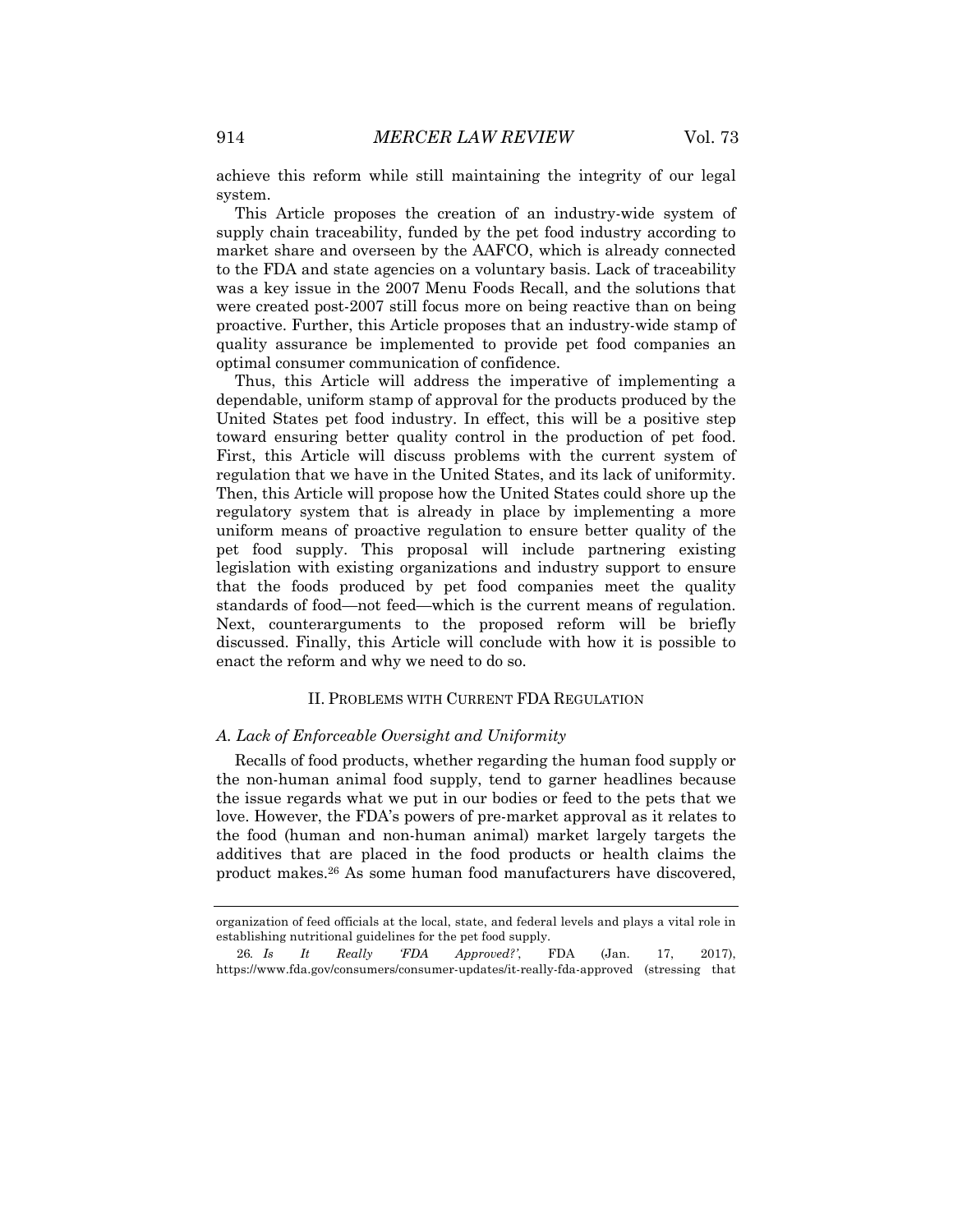achieve this reform while still maintaining the integrity of our legal system.

This Article proposes the creation of an industry-wide system of supply chain traceability, funded by the pet food industry according to market share and overseen by the AAFCO, which is already connected to the FDA and state agencies on a voluntary basis. Lack of traceability was a key issue in the 2007 Menu Foods Recall, and the solutions that were created post-2007 still focus more on being reactive than on being proactive. Further, this Article proposes that an industry-wide stamp of quality assurance be implemented to provide pet food companies an optimal consumer communication of confidence.

Thus, this Article will address the imperative of implementing a dependable, uniform stamp of approval for the products produced by the United States pet food industry. In effect, this will be a positive step toward ensuring better quality control in the production of pet food. First, this Article will discuss problems with the current system of regulation that we have in the United States, and its lack of uniformity. Then, this Article will propose how the United States could shore up the regulatory system that is already in place by implementing a more uniform means of proactive regulation to ensure better quality of the pet food supply. This proposal will include partnering existing legislation with existing organizations and industry support to ensure that the foods produced by pet food companies meet the quality standards of food—not feed—which is the current means of regulation. Next, counterarguments to the proposed reform will be briefly discussed. Finally, this Article will conclude with how it is possible to enact the reform and why we need to do so.

## II. Problems with Current FDA Regulation

### *A. Lack of Enforceable Oversight and Uniformity*

Recalls of food products, whether regarding the human food supply or the non-human animal food supply, tend to garner headlines because the issue regards what we put in our bodies or feed to the pets that we love. However, the FDA's powers of pre-market approval as it relates to the food (human and non-human animal) market largely targets the additives that are placed in the food products or health claims the product makes.[26] As some human food manufacturers have discovered,

---

organization of feed officials at the local, state, and federal levels and plays a vital role in establishing nutritional guidelines for the pet food supply.

26. *Is It Really 'FDA Approved?'*, FDA (Jan. 17, 2017), https://www.fda.gov/consumers/consumer-updates/it-really-fda-approved (stressing that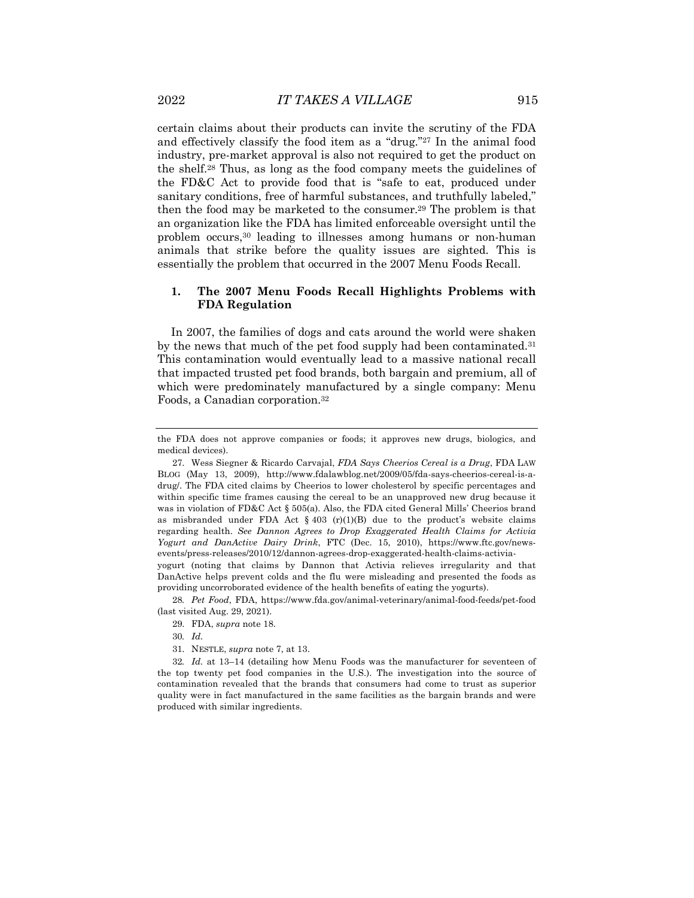certain claims about their products can invite the scrutiny of the FDA and effectively classify the food item as a "drug."[27] In the animal food industry, pre-market approval is also not required to get the product on the shelf.[28] Thus, as long as the food company meets the guidelines of the FD&C Act to provide food that is "safe to eat, produced under sanitary conditions, free of harmful substances, and truthfully labeled," then the food may be marketed to the consumer.[29] The problem is that an organization like the FDA has limited enforceable oversight until the problem occurs,[30] leading to illnesses among humans or non-human animals that strike before the quality issues are sighted. This is essentially the problem that occurred in the 2007 Menu Foods Recall.

### 1. The 2007 Menu Foods Recall Highlights Problems with FDA Regulation

In 2007, the families of dogs and cats around the world were shaken by the news that much of the pet food supply had been contaminated.[31] This contamination would eventually lead to a massive national recall that impacted trusted pet food brands, both bargain and premium, all of which were predominately manufactured by a single company: Menu Foods, a Canadian corporation.[32]

---

the FDA does not approve companies or foods; it approves new drugs, biologics, and medical devices).

27. Wess Siegner & Ricardo Carvajal, *FDA Says Cheerios Cereal is a Drug*, FDA LAW BLOG (May 13, 2009), http://www.fdalawblog.net/2009/05/fda-says-cheerios-cereal-is-a-drug/. The FDA cited claims by Cheerios to lower cholesterol by specific percentages and within specific time frames causing the cereal to be an unapproved new drug because it was in violation of FD&C Act § 505(a). Also, the FDA cited General Mills' Cheerios brand as misbranded under FDA Act § 403 (r)(1)(B) due to the product's website claims regarding health. *See Dannon Agrees to Drop Exaggerated Health Claims for Activia Yogurt and DanActive Dairy Drink*, FTC (Dec. 15, 2010), https://www.ftc.gov/news-events/press-releases/2010/12/dannon-agrees-drop-exaggerated-health-claims-activia-yogurt (noting that claims by Dannon that Activia relieves irregularity and that DanActive helps prevent colds and the flu were misleading and presented the foods as providing uncorroborated evidence of the health benefits of eating the yogurts).

28. *Pet Food*, FDA, https://www.fda.gov/animal-veterinary/animal-food-feeds/pet-food (last visited Aug. 29, 2021).

29. FDA, *supra* note 18.

30. *Id.*

31. NESTLE, *supra* note 7, at 13.

32. *Id.* at 13–14 (detailing how Menu Foods was the manufacturer for seventeen of the top twenty pet food companies in the U.S.). The investigation into the source of contamination revealed that the brands that consumers had come to trust as superior quality were in fact manufactured in the same facilities as the bargain brands and were produced with similar ingredients.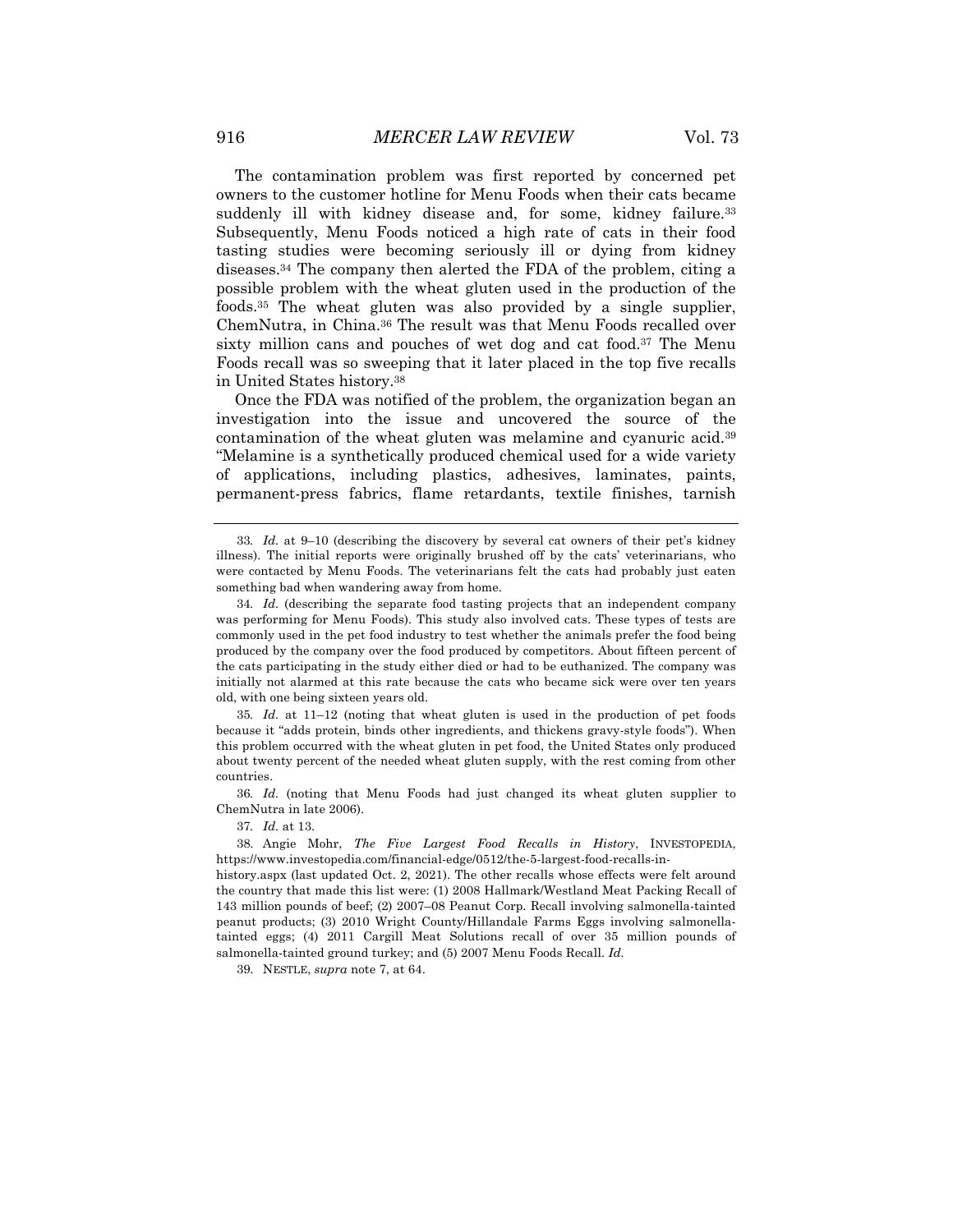The contamination problem was first reported by concerned pet owners to the customer hotline for Menu Foods when their cats became suddenly ill with kidney disease and, for some, kidney failure.[33] Subsequently, Menu Foods noticed a high rate of cats in their food tasting studies were becoming seriously ill or dying from kidney diseases.[34] The company then alerted the FDA of the problem, citing a possible problem with the wheat gluten used in the production of the foods.[35] The wheat gluten was also provided by a single supplier, ChemNutra, in China.[36] The result was that Menu Foods recalled over sixty million cans and pouches of wet dog and cat food.[37] The Menu Foods recall was so sweeping that it later placed in the top five recalls in United States history.[38]

Once the FDA was notified of the problem, the organization began an investigation into the issue and uncovered the source of the contamination of the wheat gluten was melamine and cyanuric acid.[39] "Melamine is a synthetically produced chemical used for a wide variety of applications, including plastics, adhesives, laminates, paints, permanent-press fabrics, flame retardants, textile finishes, tarnish

---

33. *Id.* at 9–10 (describing the discovery by several cat owners of their pet's kidney illness). The initial reports were originally brushed off by the cats' veterinarians, who were contacted by Menu Foods. The veterinarians felt the cats had probably just eaten something bad when wandering away from home.

34. *Id.* (describing the separate food tasting projects that an independent company was performing for Menu Foods). This study also involved cats. These types of tests are commonly used in the pet food industry to test whether the animals prefer the food being produced by the company over the food produced by competitors. About fifteen percent of the cats participating in the study either died or had to be euthanized. The company was initially not alarmed at this rate because the cats who became sick were over ten years old, with one being sixteen years old.

35. *Id.* at 11–12 (noting that wheat gluten is used in the production of pet foods because it "adds protein, binds other ingredients, and thickens gravy-style foods"). When this problem occurred with the wheat gluten in pet food, the United States only produced about twenty percent of the needed wheat gluten supply, with the rest coming from other countries.

36. *Id.* (noting that Menu Foods had just changed its wheat gluten supplier to ChemNutra in late 2006).

37. *Id.* at 13.

38. Angie Mohr, *The Five Largest Food Recalls in History*, INVESTOPEDIA, https://www.investopedia.com/financial-edge/0512/the-5-largest-food-recalls-in-history.aspx (last updated Oct. 2, 2021). The other recalls whose effects were felt around the country that made this list were: (1) 2008 Hallmark/Westland Meat Packing Recall of 143 million pounds of beef; (2) 2007–08 Peanut Corp. Recall involving salmonella-tainted peanut products; (3) 2010 Wright County/Hillandale Farms Eggs involving salmonella-tainted eggs; (4) 2011 Cargill Meat Solutions recall of over 35 million pounds of salmonella-tainted ground turkey; and (5) 2007 Menu Foods Recall. *Id.*

39. NESTLE, *supra* note 7, at 64.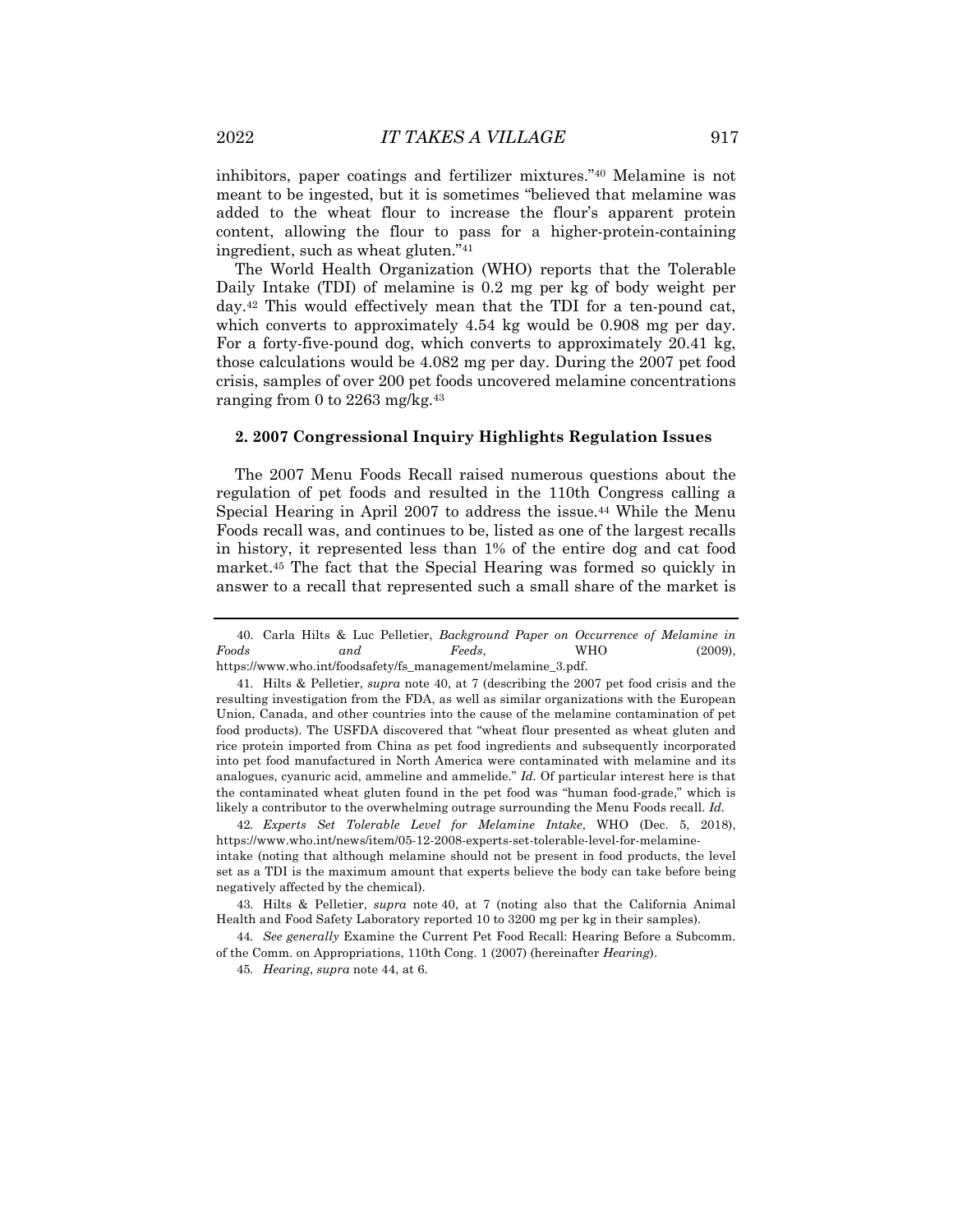inhibitors, paper coatings and fertilizer mixtures."[40] Melamine is not meant to be ingested, but it is sometimes "believed that melamine was added to the wheat flour to increase the flour's apparent protein content, allowing the flour to pass for a higher-protein-containing ingredient, such as wheat gluten."[41]

The World Health Organization (WHO) reports that the Tolerable Daily Intake (TDI) of melamine is 0.2 mg per kg of body weight per day.[42] This would effectively mean that the TDI for a ten-pound cat, which converts to approximately 4.54 kg would be 0.908 mg per day. For a forty-five-pound dog, which converts to approximately 20.41 kg, those calculations would be 4.082 mg per day. During the 2007 pet food crisis, samples of over 200 pet foods uncovered melamine concentrations ranging from 0 to 2263 mg/kg.[43]

#### 2. 2007 Congressional Inquiry Highlights Regulation Issues

The 2007 Menu Foods Recall raised numerous questions about the regulation of pet foods and resulted in the 110th Congress calling a Special Hearing in April 2007 to address the issue.[44] While the Menu Foods recall was, and continues to be, listed as one of the largest recalls in history, it represented less than 1% of the entire dog and cat food market.[45] The fact that the Special Hearing was formed so quickly in answer to a recall that represented such a small share of the market is

---

40. Carla Hilts & Luc Pelletier, *Background Paper on Occurrence of Melamine in Foods and Feeds*, WHO (2009), https://www.who.int/foodsafety/fs_management/melamine_3.pdf.

41. Hilts & Pelletier, *supra* note 40, at 7 (describing the 2007 pet food crisis and the resulting investigation from the FDA, as well as similar organizations with the European Union, Canada, and other countries into the cause of the melamine contamination of pet food products). The USFDA discovered that "wheat flour presented as wheat gluten and rice protein imported from China as pet food ingredients and subsequently incorporated into pet food manufactured in North America were contaminated with melamine and its analogues, cyanuric acid, ammeline and ammelide." *Id.* Of particular interest here is that the contaminated wheat gluten found in the pet food was "human food-grade," which is likely a contributor to the overwhelming outrage surrounding the Menu Foods recall. *Id.*

42. *Experts Set Tolerable Level for Melamine Intake*, WHO (Dec. 5, 2018), https://www.who.int/news/item/05-12-2008-experts-set-tolerable-level-for-melamine-intake (noting that although melamine should not be present in food products, the level set as a TDI is the maximum amount that experts believe the body can take before being negatively affected by the chemical).

43. Hilts & Pelletier, *supra* note 40, at 7 (noting also that the California Animal Health and Food Safety Laboratory reported 10 to 3200 mg per kg in their samples).

44. *See generally* Examine the Current Pet Food Recall: Hearing Before a Subcomm. of the Comm. on Appropriations, 110th Cong. 1 (2007) (hereinafter *Hearing*).

45. *Hearing*, *supra* note 44, at 6.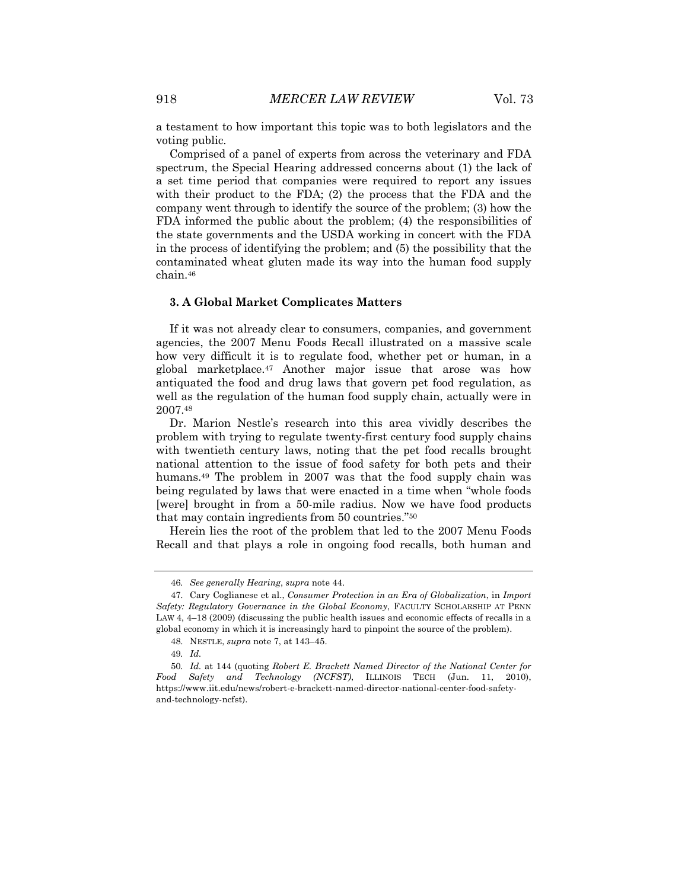a testament to how important this topic was to both legislators and the voting public.

Comprised of a panel of experts from across the veterinary and FDA spectrum, the Special Hearing addressed concerns about (1) the lack of a set time period that companies were required to report any issues with their product to the FDA; (2) the process that the FDA and the company went through to identify the source of the problem; (3) how the FDA informed the public about the problem; (4) the responsibilities of the state governments and the USDA working in concert with the FDA in the process of identifying the problem; and (5) the possibility that the contaminated wheat gluten made its way into the human food supply chain.[46]

### 3. A Global Market Complicates Matters

If it was not already clear to consumers, companies, and government agencies, the 2007 Menu Foods Recall illustrated on a massive scale how very difficult it is to regulate food, whether pet or human, in a global marketplace.[47] Another major issue that arose was how antiquated the food and drug laws that govern pet food regulation, as well as the regulation of the human food supply chain, actually were in 2007.[48]

Dr. Marion Nestle's research into this area vividly describes the problem with trying to regulate twenty-first century food supply chains with twentieth century laws, noting that the pet food recalls brought national attention to the issue of food safety for both pets and their humans.[49] The problem in 2007 was that the food supply chain was being regulated by laws that were enacted in a time when "whole foods [were] brought in from a 50-mile radius. Now we have food products that may contain ingredients from 50 countries."[50]

Herein lies the root of the problem that led to the 2007 Menu Foods Recall and that plays a role in ongoing food recalls, both human and

---

46. *See generally Hearing*, *supra* note 44.

47. Cary Coglianese et al., *Consumer Protection in an Era of Globalization*, in *Import Safety: Regulatory Governance in the Global Economy*, FACULTY SCHOLARSHIP AT PENN LAW 4, 4–18 (2009) (discussing the public health issues and economic effects of recalls in a global economy in which it is increasingly hard to pinpoint the source of the problem).

48. NESTLE, *supra* note 7, at 143–45.

49. *Id.*

50. *Id.* at 144 (quoting *Robert E. Brackett Named Director of the National Center for Food Safety and Technology (NCFST)*, ILLINOIS TECH (Jun. 11, 2010), https://www.iit.edu/news/robert-e-brackett-named-director-national-center-food-safety-and-technology-ncfst).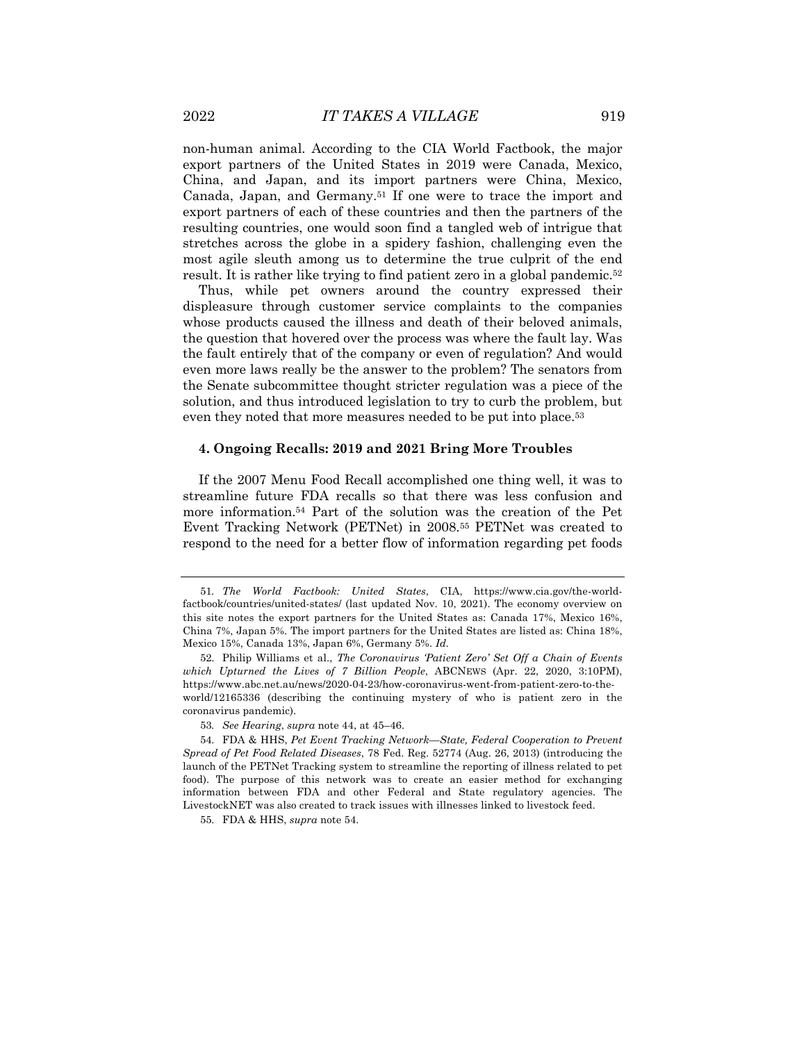non-human animal. According to the CIA World Factbook, the major export partners of the United States in 2019 were Canada, Mexico, China, and Japan, and its import partners were China, Mexico, Canada, Japan, and Germany.[51] If one were to trace the import and export partners of each of these countries and then the partners of the resulting countries, one would soon find a tangled web of intrigue that stretches across the globe in a spidery fashion, challenging even the most agile sleuth among us to determine the true culprit of the end result. It is rather like trying to find patient zero in a global pandemic.[52]

Thus, while pet owners around the country expressed their displeasure through customer service complaints to the companies whose products caused the illness and death of their beloved animals, the question that hovered over the process was where the fault lay. Was the fault entirely that of the company or even of regulation? And would even more laws really be the answer to the problem? The senators from the Senate subcommittee thought stricter regulation was a piece of the solution, and thus introduced legislation to try to curb the problem, but even they noted that more measures needed to be put into place.[53]

#### 4. Ongoing Recalls: 2019 and 2021 Bring More Troubles

If the 2007 Menu Food Recall accomplished one thing well, it was to streamline future FDA recalls so that there was less confusion and more information.[54] Part of the solution was the creation of the Pet Event Tracking Network (PETNet) in 2008.[55] PETNet was created to respond to the need for a better flow of information regarding pet foods

---

51. *The World Factbook: United States*, CIA, https://www.cia.gov/the-world-factbook/countries/united-states/ (last updated Nov. 10, 2021). The economy overview on this site notes the export partners for the United States as: Canada 17%, Mexico 16%, China 7%, Japan 5%. The import partners for the United States are listed as: China 18%, Mexico 15%, Canada 13%, Japan 6%, Germany 5%. *Id.*

52. Philip Williams et al., *The Coronavirus 'Patient Zero' Set Off a Chain of Events which Upturned the Lives of 7 Billion People*, ABCNEWS (Apr. 22, 2020, 3:10PM), https://www.abc.net.au/news/2020-04-23/how-coronavirus-went-from-patient-zero-to-the-world/12165336 (describing the continuing mystery of who is patient zero in the coronavirus pandemic).

53. *See Hearing*, *supra* note 44, at 45–46.

54. FDA & HHS, *Pet Event Tracking Network—State, Federal Cooperation to Prevent Spread of Pet Food Related Diseases*, 78 Fed. Reg. 52774 (Aug. 26, 2013) (introducing the launch of the PETNet Tracking system to streamline the reporting of illness related to pet food). The purpose of this network was to create an easier method for exchanging information between FDA and other Federal and State regulatory agencies. The LivestockNET was also created to track issues with illnesses linked to livestock feed.

55. FDA & HHS, *supra* note 54.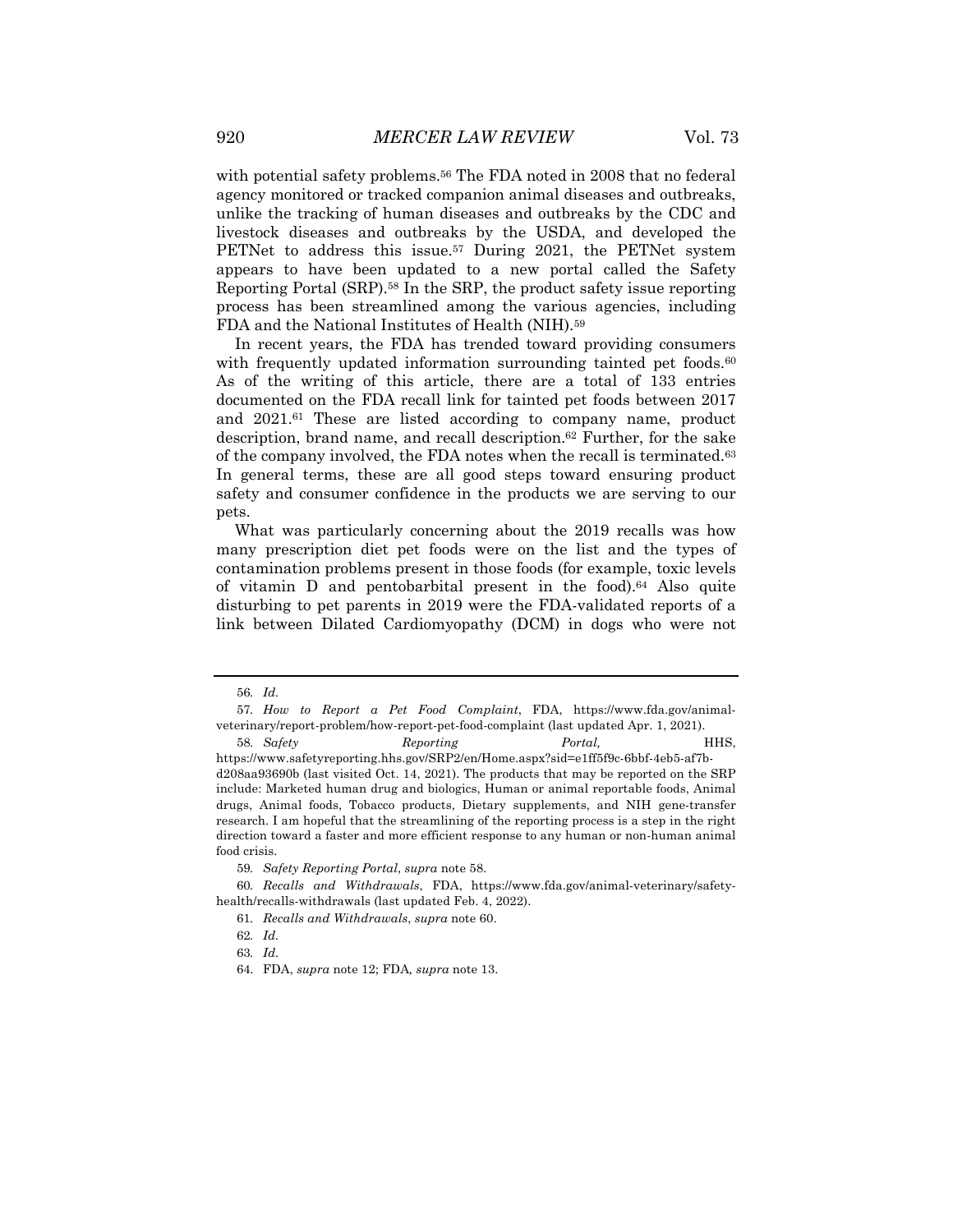with potential safety problems.[56] The FDA noted in 2008 that no federal agency monitored or tracked companion animal diseases and outbreaks, unlike the tracking of human diseases and outbreaks by the CDC and livestock diseases and outbreaks by the USDA, and developed the PETNet to address this issue.[57] During 2021, the PETNet system appears to have been updated to a new portal called the Safety Reporting Portal (SRP).[58] In the SRP, the product safety issue reporting process has been streamlined among the various agencies, including FDA and the National Institutes of Health (NIH).[59]

In recent years, the FDA has trended toward providing consumers with frequently updated information surrounding tainted pet foods.[60] As of the writing of this article, there are a total of 133 entries documented on the FDA recall link for tainted pet foods between 2017 and 2021.[61] These are listed according to company name, product description, brand name, and recall description.[62] Further, for the sake of the company involved, the FDA notes when the recall is terminated.[63] In general terms, these are all good steps toward ensuring product safety and consumer confidence in the products we are serving to our pets.

What was particularly concerning about the 2019 recalls was how many prescription diet pet foods were on the list and the types of contamination problems present in those foods (for example, toxic levels of vitamin D and pentobarbital present in the food).[64] Also quite disturbing to pet parents in 2019 were the FDA-validated reports of a link between Dilated Cardiomyopathy (DCM) in dogs who were not

---

56. *Id.*

57. *How to Report a Pet Food Complaint*, FDA, https://www.fda.gov/animal-veterinary/report-problem/how-report-pet-food-complaint (last updated Apr. 1, 2021).

58. *Safety Reporting Portal,* HHS, https://www.safetyreporting.hhs.gov/SRP2/en/Home.aspx?sid=e1ff5f9c-6bbf-4eb5-af7b-d208aa93690b (last visited Oct. 14, 2021). The products that may be reported on the SRP include: Marketed human drug and biologics, Human or animal reportable foods, Animal drugs, Animal foods, Tobacco products, Dietary supplements, and NIH gene-transfer research. I am hopeful that the streamlining of the reporting process is a step in the right direction toward a faster and more efficient response to any human or non-human animal food crisis.

59. *Safety Reporting Portal*, *supra* note 58.

60. *Recalls and Withdrawals*, FDA, https://www.fda.gov/animal-veterinary/safety-health/recalls-withdrawals (last updated Feb. 4, 2022).

61. *Recalls and Withdrawals*, *supra* note 60.

62. *Id.*

63. *Id.*

64. FDA, *supra* note 12; FDA*, supra* note 13.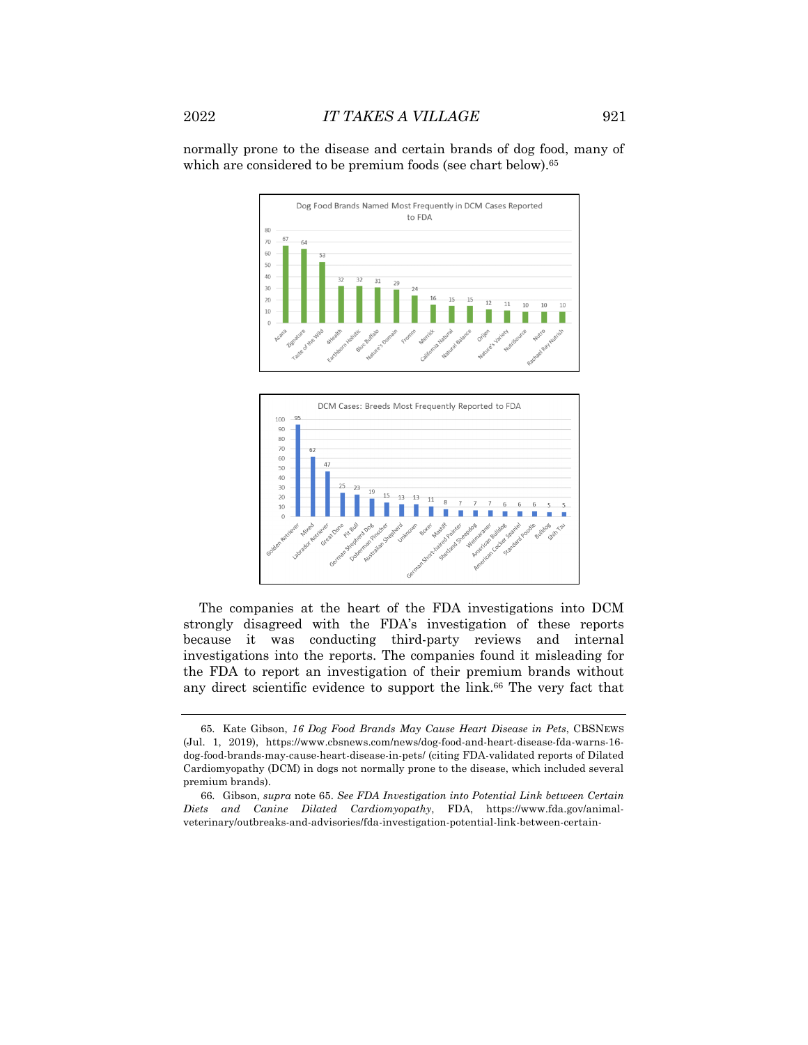normally prone to the disease and certain brands of dog food, many of which are considered to be premium foods (see chart below).[65]

**Dog Food Brands Named Most Frequently in DCM Cases Reported to FDA**

| Brand | Cases |
|---|---|
| Acana | 67 |
| Zignature | 64 |
| Taste of the Wild | 53 |
| 4Health | 32 |
| Earthborn Holistic | 32 |
| Blue Buffalo | 31 |
| Nature's Domain | 29 |
| Fromm | 24 |
| Merrick | 16 |
| California Natural | 15 |
| Natural Balance | 15 |
| Orijen | 12 |
| Nature's Variety | 11 |
| NutriSource | 10 |
| Nutro | 10 |
| Rachael Ray Nutrish | 10 |

**DCM Cases: Breeds Most Frequently Reported to FDA**

| Breed | Cases |
|---|---|
| Golden Retriever | 95 |
| Mixed | 62 |
| Labrador Retriever | 47 |
| Great Dane | 25 |
| Pit Bull | 23 |
| German Shepherd Dog | 19 |
| Doberman Pinscher | 15 |
| Australian Shepherd | 13 |
| Unknown | 13 |
| Boxer | 11 |
| Mastiff | 8 |
| German Short-haired Pointer | 7 |
| Shetland Sheepdog | 7 |
| Weimaraner | 7 |
| American Bulldog | 6 |
| American Cocker Spaniel | 6 |
| Standard Poodle | 6 |
| Bulldog | 5 |
| Shih Tzu | 5 |

The companies at the heart of the FDA investigations into DCM strongly disagreed with the FDA's investigation of these reports because it was conducting third-party reviews and internal investigations into the reports. The companies found it misleading for the FDA to report an investigation of their premium brands without any direct scientific evidence to support the link.[66] The very fact that

---

65. Kate Gibson, *16 Dog Food Brands May Cause Heart Disease in Pets*, CBSNEWS (Jul. 1, 2019), https://www.cbsnews.com/news/dog-food-and-heart-disease-fda-warns-16-dog-food-brands-may-cause-heart-disease-in-pets/ (citing FDA-validated reports of Dilated Cardiomyopathy (DCM) in dogs not normally prone to the disease, which included several premium brands).

66. Gibson, *supra* note 65. *See FDA Investigation into Potential Link between Certain Diets and Canine Dilated Cardiomyopathy*, FDA, https://www.fda.gov/animal-veterinary/outbreaks-and-advisories/fda-investigation-potential-link-between-certain-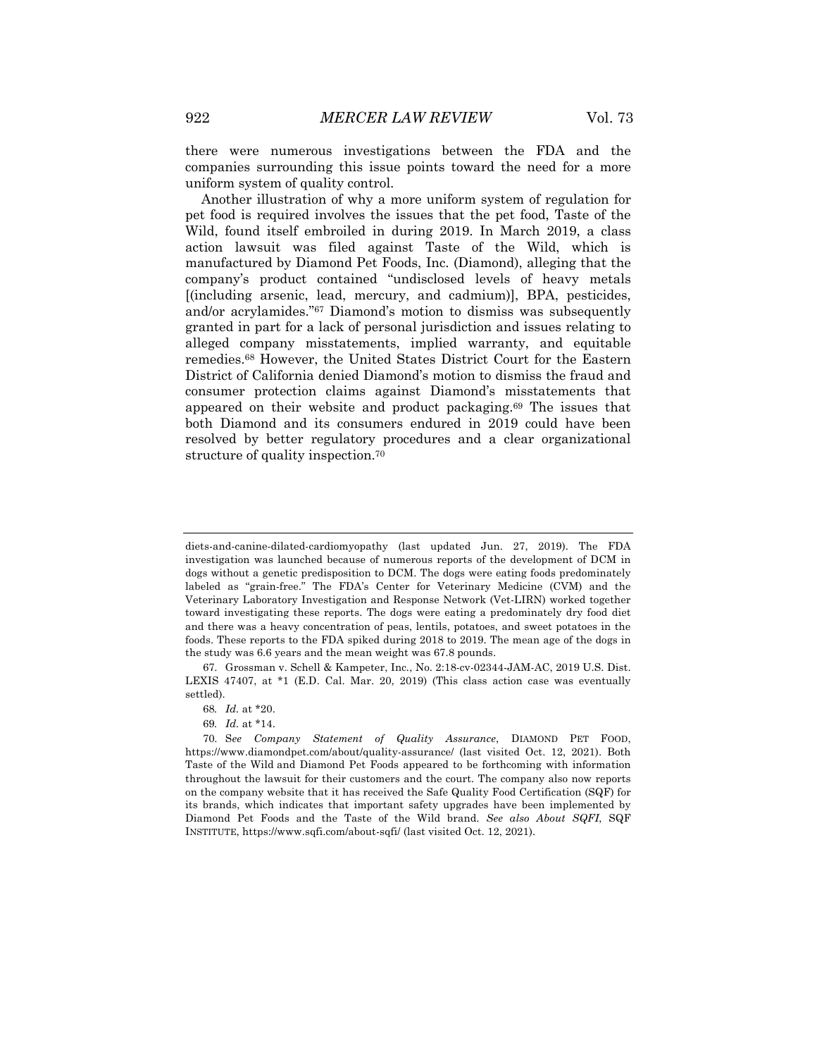there were numerous investigations between the FDA and the companies surrounding this issue points toward the need for a more uniform system of quality control.

Another illustration of why a more uniform system of regulation for pet food is required involves the issues that the pet food, Taste of the Wild, found itself embroiled in during 2019. In March 2019, a class action lawsuit was filed against Taste of the Wild, which is manufactured by Diamond Pet Foods, Inc. (Diamond), alleging that the company's product contained "undisclosed levels of heavy metals [(including arsenic, lead, mercury, and cadmium)], BPA, pesticides, and/or acrylamides."[67] Diamond's motion to dismiss was subsequently granted in part for a lack of personal jurisdiction and issues relating to alleged company misstatements, implied warranty, and equitable remedies.[68] However, the United States District Court for the Eastern District of California denied Diamond's motion to dismiss the fraud and consumer protection claims against Diamond's misstatements that appeared on their website and product packaging.[69] The issues that both Diamond and its consumers endured in 2019 could have been resolved by better regulatory procedures and a clear organizational structure of quality inspection.[70]

---

diets-and-canine-dilated-cardiomyopathy (last updated Jun. 27, 2019). The FDA investigation was launched because of numerous reports of the development of DCM in dogs without a genetic predisposition to DCM. The dogs were eating foods predominately labeled as "grain-free." The FDA's Center for Veterinary Medicine (CVM) and the Veterinary Laboratory Investigation and Response Network (Vet-LIRN) worked together toward investigating these reports. The dogs were eating a predominately dry food diet and there was a heavy concentration of peas, lentils, potatoes, and sweet potatoes in the foods. These reports to the FDA spiked during 2018 to 2019. The mean age of the dogs in the study was 6.6 years and the mean weight was 67.8 pounds.

67. Grossman v. Schell & Kampeter, Inc., No. 2:18-cv-02344-JAM-AC, 2019 U.S. Dist. LEXIS 47407, at *1 (E.D. Cal. Mar. 20, 2019) (This class action case was eventually settled).

68. *Id.* at *20.

69. *Id.* at *14.

70. *See Company Statement of Quality Assurance*, DIAMOND PET FOOD, https://www.diamondpet.com/about/quality-assurance/ (last visited Oct. 12, 2021). Both Taste of the Wild and Diamond Pet Foods appeared to be forthcoming with information throughout the lawsuit for their customers and the court. The company also now reports on the company website that it has received the Safe Quality Food Certification (SQF) for its brands, which indicates that important safety upgrades have been implemented by Diamond Pet Foods and the Taste of the Wild brand. *See also About SQFI*, SQF INSTITUTE, https://www.sqfi.com/about-sqfi/ (last visited Oct. 12, 2021).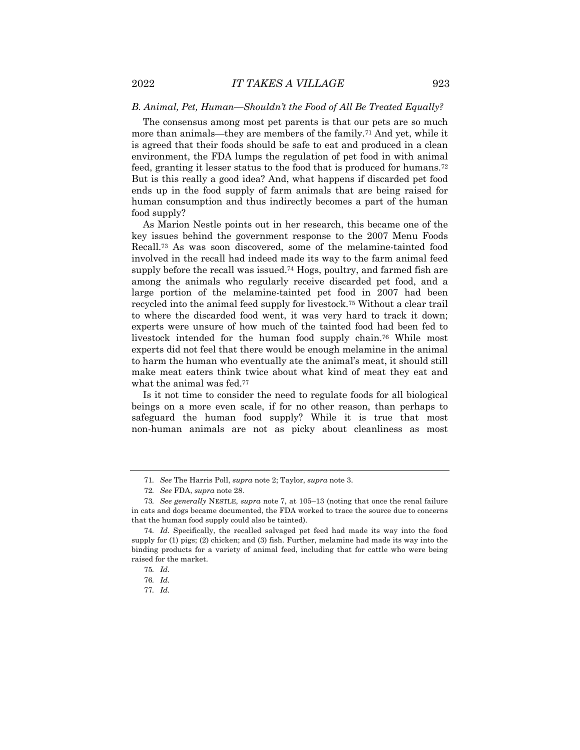### *B. Animal, Pet, Human—Shouldn't the Food of All Be Treated Equally?*

The consensus among most pet parents is that our pets are so much more than animals—they are members of the family.[71] And yet, while it is agreed that their foods should be safe to eat and produced in a clean environment, the FDA lumps the regulation of pet food in with animal feed, granting it lesser status to the food that is produced for humans.[72] But is this really a good idea? And, what happens if discarded pet food ends up in the food supply of farm animals that are being raised for human consumption and thus indirectly becomes a part of the human food supply?

As Marion Nestle points out in her research, this became one of the key issues behind the government response to the 2007 Menu Foods Recall.[73] As was soon discovered, some of the melamine-tainted food involved in the recall had indeed made its way to the farm animal feed supply before the recall was issued.[74] Hogs, poultry, and farmed fish are among the animals who regularly receive discarded pet food, and a large portion of the melamine-tainted pet food in 2007 had been recycled into the animal feed supply for livestock.[75] Without a clear trail to where the discarded food went, it was very hard to track it down; experts were unsure of how much of the tainted food had been fed to livestock intended for the human food supply chain.[76] While most experts did not feel that there would be enough melamine in the animal to harm the human who eventually ate the animal's meat, it should still make meat eaters think twice about what kind of meat they eat and what the animal was fed.[77]

Is it not time to consider the need to regulate foods for all biological beings on a more even scale, if for no other reason, than perhaps to safeguard the human food supply? While it is true that most non-human animals are not as picky about cleanliness as most

---

71. *See* The Harris Poll, *supra* note 2; Taylor, *supra* note 3.

72. *See* FDA, *supra* note 28.

73. *See generally* NESTLE, *supra* note 7, at 105–13 (noting that once the renal failure in cats and dogs became documented, the FDA worked to trace the source due to concerns that the human food supply could also be tainted).

74. *Id.* Specifically, the recalled salvaged pet feed had made its way into the food supply for (1) pigs; (2) chicken; and (3) fish. Further, melamine had made its way into the binding products for a variety of animal feed, including that for cattle who were being raised for the market.

75. *Id.*

76. *Id.*

77. *Id.*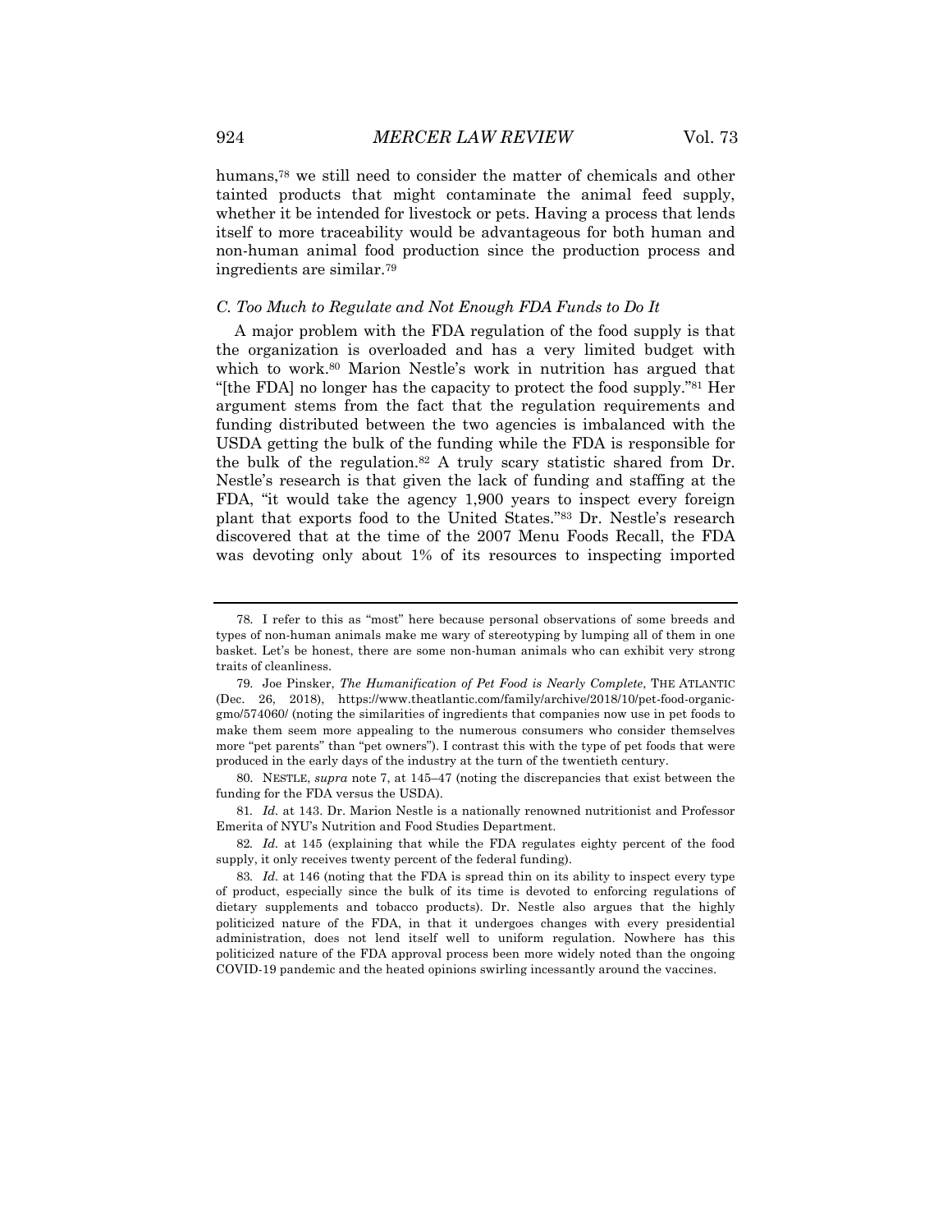humans,[78] we still need to consider the matter of chemicals and other tainted products that might contaminate the animal feed supply, whether it be intended for livestock or pets. Having a process that lends itself to more traceability would be advantageous for both human and non-human animal food production since the production process and ingredients are similar.[79]

### *C. Too Much to Regulate and Not Enough FDA Funds to Do It*

A major problem with the FDA regulation of the food supply is that the organization is overloaded and has a very limited budget with which to work.[80] Marion Nestle's work in nutrition has argued that "[the FDA] no longer has the capacity to protect the food supply."[81] Her argument stems from the fact that the regulation requirements and funding distributed between the two agencies is imbalanced with the USDA getting the bulk of the funding while the FDA is responsible for the bulk of the regulation.[82] A truly scary statistic shared from Dr. Nestle's research is that given the lack of funding and staffing at the FDA, "it would take the agency 1,900 years to inspect every foreign plant that exports food to the United States."[83] Dr. Nestle's research discovered that at the time of the 2007 Menu Foods Recall, the FDA was devoting only about 1% of its resources to inspecting imported

---

78. I refer to this as "most" here because personal observations of some breeds and types of non-human animals make me wary of stereotyping by lumping all of them in one basket. Let's be honest, there are some non-human animals who can exhibit very strong traits of cleanliness.

79. Joe Pinsker, *The Humanification of Pet Food is Nearly Complete*, THE ATLANTIC (Dec. 26, 2018), https://www.theatlantic.com/family/archive/2018/10/pet-food-organic-gmo/574060/ (noting the similarities of ingredients that companies now use in pet foods to make them seem more appealing to the numerous consumers who consider themselves more "pet parents" than "pet owners"). I contrast this with the type of pet foods that were produced in the early days of the industry at the turn of the twentieth century.

80. NESTLE, *supra* note 7, at 145–47 (noting the discrepancies that exist between the funding for the FDA versus the USDA).

81. *Id.* at 143. Dr. Marion Nestle is a nationally renowned nutritionist and Professor Emerita of NYU's Nutrition and Food Studies Department.

82. *Id.* at 145 (explaining that while the FDA regulates eighty percent of the food supply, it only receives twenty percent of the federal funding).

83. *Id.* at 146 (noting that the FDA is spread thin on its ability to inspect every type of product, especially since the bulk of its time is devoted to enforcing regulations of dietary supplements and tobacco products). Dr. Nestle also argues that the highly politicized nature of the FDA, in that it undergoes changes with every presidential administration, does not lend itself well to uniform regulation. Nowhere has this politicized nature of the FDA approval process been more widely noted than the ongoing COVID-19 pandemic and the heated opinions swirling incessantly around the vaccines.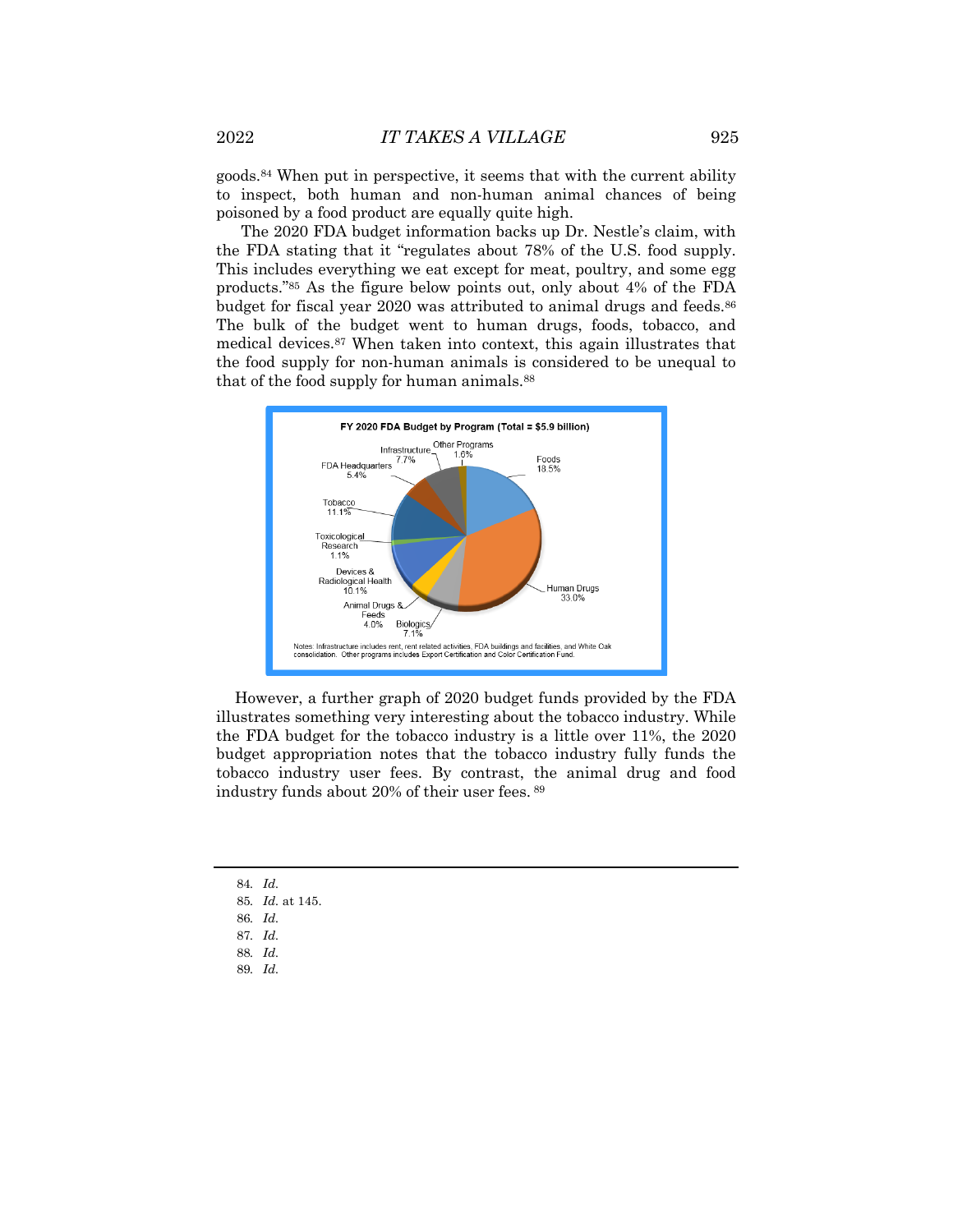goods.[84] When put in perspective, it seems that with the current ability to inspect, both human and non-human animal chances of being poisoned by a food product are equally quite high.

The 2020 FDA budget information backs up Dr. Nestle's claim, with the FDA stating that it "regulates about 78% of the U.S. food supply. This includes everything we eat except for meat, poultry, and some egg products."[85] As the figure below points out, only about 4% of the FDA budget for fiscal year 2020 was attributed to animal drugs and feeds.[86] The bulk of the budget went to human drugs, foods, tobacco, and medical devices.[87] When taken into context, this again illustrates that the food supply for non-human animals is considered to be unequal to that of the food supply for human animals.[88]

**FY 2020 FDA Budget by Program (Total = $5.9 billion)**

Foods 18.5%; Human Drugs 33.0%; Biologics 7.1%; Animal Drugs & Feeds 4.0%; Devices & Radiological Health 10.1%; Toxicological Research 1.1%; Tobacco 11.1%; FDA Headquarters 5.4%; Infrastructure 7.7%; Other Programs 1.6%

Notes: Infrastructure includes rent, rent related activities, FDA buildings and facilities, and White Oak consolidation. Other programs includes Export Certification and Color Certification Fund.

However, a further graph of 2020 budget funds provided by the FDA illustrates something very interesting about the tobacco industry. While the FDA budget for the tobacco industry is a little over 11%, the 2020 budget appropriation notes that the tobacco industry fully funds the tobacco industry user fees. By contrast, the animal drug and food industry funds about 20% of their user fees. [89]

---

84. *Id.*
85. *Id.* at 145.
86. *Id.*
87. *Id.*
88. *Id.*
89. *Id.*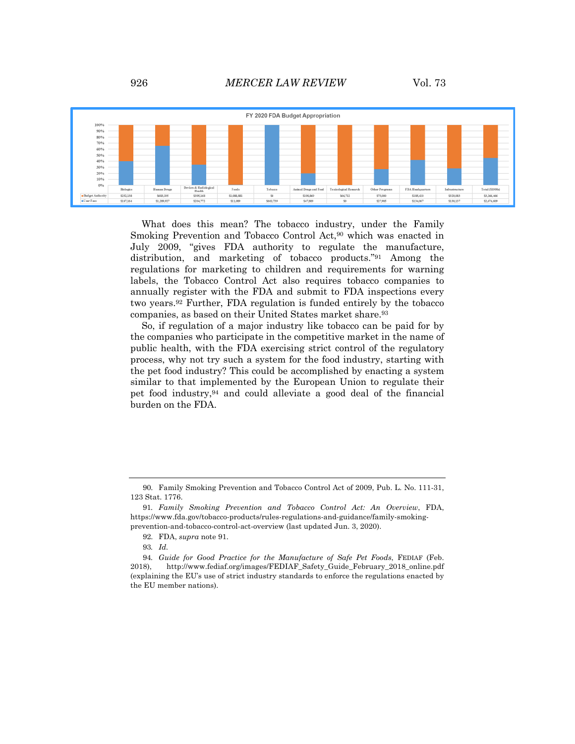**FY 2020 FDA Budget Appropriation**

| | Biologics | Human Drugs | Devices & Radiological Health | Foods | Tobacco | Animal Drugs and Feed | Toxicological Research | Other Programs | FDA Headquarters | Infrastructure | Total ($1000s) |
|---|---|---|---|---|---|---|---|---|---|---|---|
| Budget Authority | $252,138 | $683,195 | $395,168 | $1,088,881 | $0 | $190,869 | $66,712 | $75,000 | $185,420 | $329,083 | $3,266,466 |
| User Fees | $167,164 | $1,289,927 | $204,773 | $11,089 | $661,739 | $47,809 | $0 | $27,905 | $134,067 | $130,137 | $2,674,609 |

What does this mean? The tobacco industry, under the Family Smoking Prevention and Tobacco Control Act,[90] which was enacted in July 2009, "gives FDA authority to regulate the manufacture, distribution, and marketing of tobacco products."[91] Among the regulations for marketing to children and requirements for warning labels, the Tobacco Control Act also requires tobacco companies to annually register with the FDA and submit to FDA inspections every two years.[92] Further, FDA regulation is funded entirely by the tobacco companies, as based on their United States market share.[93]

So, if regulation of a major industry like tobacco can be paid for by the companies who participate in the competitive market in the name of public health, with the FDA exercising strict control of the regulatory process, why not try such a system for the food industry, starting with the pet food industry? This could be accomplished by enacting a system similar to that implemented by the European Union to regulate their pet food industry,[94] and could alleviate a good deal of the financial burden on the FDA.

---

90. Family Smoking Prevention and Tobacco Control Act of 2009, Pub. L. No. 111-31, 123 Stat. 1776.

91. *Family Smoking Prevention and Tobacco Control Act: An Overview*, FDA, https://www.fda.gov/tobacco-products/rules-regulations-and-guidance/family-smoking-prevention-and-tobacco-control-act-overview (last updated Jun. 3, 2020).

92. FDA, *supra* note 91.

93. *Id.*

94. *Guide for Good Practice for the Manufacture of Safe Pet Foods*, FEDIAF (Feb. 2018), http://www.fediaf.org/images/FEDIAF_Safety_Guide_February_2018_online.pdf (explaining the EU's use of strict industry standards to enforce the regulations enacted by the EU member nations).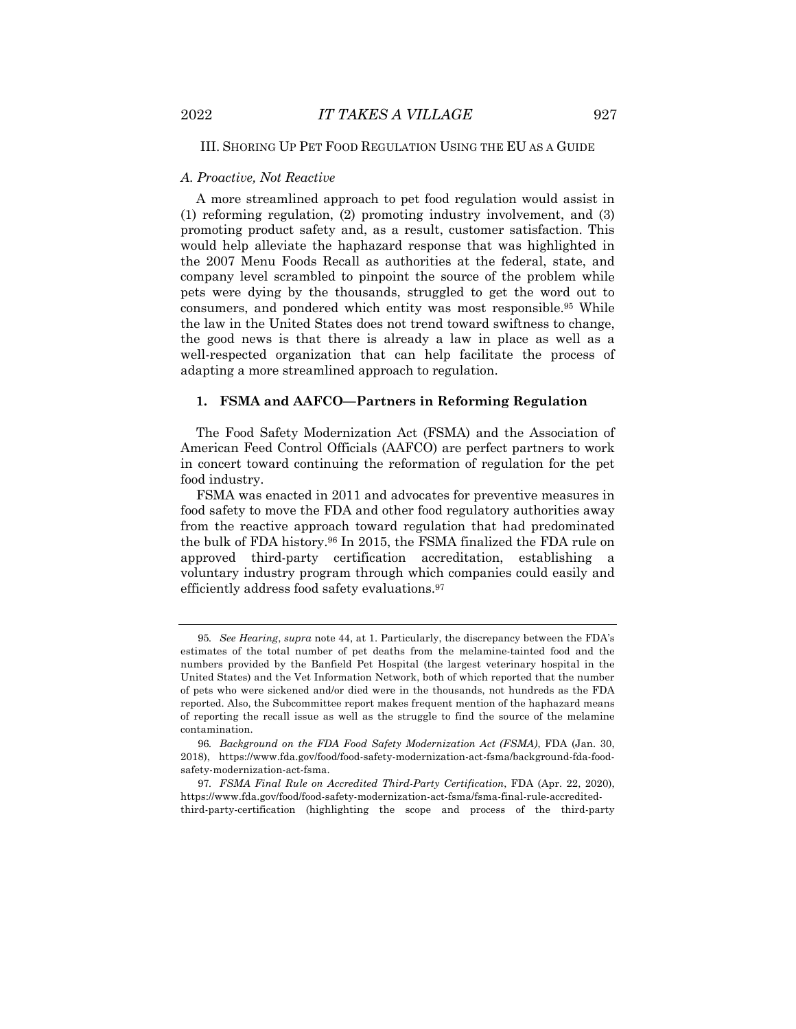## III. SHORING UP PET FOOD REGULATION USING THE EU AS A GUIDE

### *A. Proactive, Not Reactive*

A more streamlined approach to pet food regulation would assist in (1) reforming regulation, (2) promoting industry involvement, and (3) promoting product safety and, as a result, customer satisfaction. This would help alleviate the haphazard response that was highlighted in the 2007 Menu Foods Recall as authorities at the federal, state, and company level scrambled to pinpoint the source of the problem while pets were dying by the thousands, struggled to get the word out to consumers, and pondered which entity was most responsible.[95] While the law in the United States does not trend toward swiftness to change, the good news is that there is already a law in place as well as a well-respected organization that can help facilitate the process of adapting a more streamlined approach to regulation.

#### 1. FSMA and AAFCO—Partners in Reforming Regulation

The Food Safety Modernization Act (FSMA) and the Association of American Feed Control Officials (AAFCO) are perfect partners to work in concert toward continuing the reformation of regulation for the pet food industry.

FSMA was enacted in 2011 and advocates for preventive measures in food safety to move the FDA and other food regulatory authorities away from the reactive approach toward regulation that had predominated the bulk of FDA history.[96] In 2015, the FSMA finalized the FDA rule on approved third-party certification accreditation, establishing a voluntary industry program through which companies could easily and efficiently address food safety evaluations.[97]

---

95. *See Hearing*, *supra* note 44, at 1. Particularly, the discrepancy between the FDA's estimates of the total number of pet deaths from the melamine-tainted food and the numbers provided by the Banfield Pet Hospital (the largest veterinary hospital in the United States) and the Vet Information Network, both of which reported that the number of pets who were sickened and/or died were in the thousands, not hundreds as the FDA reported. Also, the Subcommittee report makes frequent mention of the haphazard means of reporting the recall issue as well as the struggle to find the source of the melamine contamination.

96. *Background on the FDA Food Safety Modernization Act (FSMA)*, FDA (Jan. 30, 2018), https://www.fda.gov/food/food-safety-modernization-act-fsma/background-fda-food-safety-modernization-act-fsma.

97. *FSMA Final Rule on Accredited Third-Party Certification*, FDA (Apr. 22, 2020), https://www.fda.gov/food/food-safety-modernization-act-fsma/fsma-final-rule-accredited-third-party-certification (highlighting the scope and process of the third-party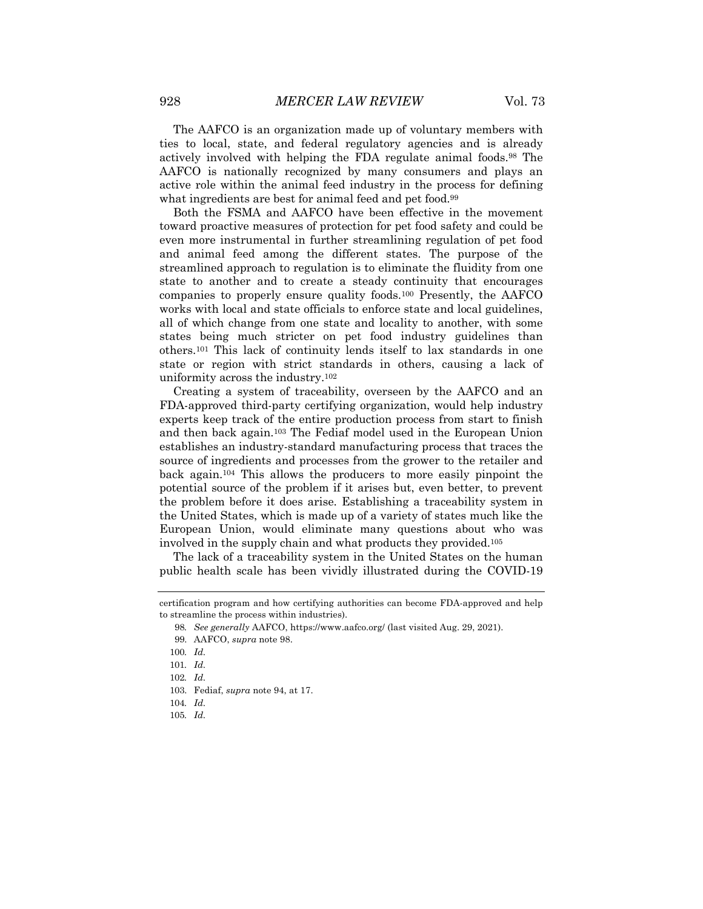The AAFCO is an organization made up of voluntary members with ties to local, state, and federal regulatory agencies and is already actively involved with helping the FDA regulate animal foods.[98] The AAFCO is nationally recognized by many consumers and plays an active role within the animal feed industry in the process for defining what ingredients are best for animal feed and pet food.[99]

Both the FSMA and AAFCO have been effective in the movement toward proactive measures of protection for pet food safety and could be even more instrumental in further streamlining regulation of pet food and animal feed among the different states. The purpose of the streamlined approach to regulation is to eliminate the fluidity from one state to another and to create a steady continuity that encourages companies to properly ensure quality foods.[100] Presently, the AAFCO works with local and state officials to enforce state and local guidelines, all of which change from one state and locality to another, with some states being much stricter on pet food industry guidelines than others.[101] This lack of continuity lends itself to lax standards in one state or region with strict standards in others, causing a lack of uniformity across the industry.[102]

Creating a system of traceability, overseen by the AAFCO and an FDA-approved third-party certifying organization, would help industry experts keep track of the entire production process from start to finish and then back again.[103] The Fediaf model used in the European Union establishes an industry-standard manufacturing process that traces the source of ingredients and processes from the grower to the retailer and back again.[104] This allows the producers to more easily pinpoint the potential source of the problem if it arises but, even better, to prevent the problem before it does arise. Establishing a traceability system in the United States, which is made up of a variety of states much like the European Union, would eliminate many questions about who was involved in the supply chain and what products they provided.[105]

The lack of a traceability system in the United States on the human public health scale has been vividly illustrated during the COVID-19

---

certification program and how certifying authorities can become FDA-approved and help to streamline the process within industries).

98. *See generally* AAFCO, https://www.aafco.org/ (last visited Aug. 29, 2021).

99. AAFCO, *supra* note 98.

100. *Id.*

101. *Id.*

102. *Id.*

103. Fediaf, *supra* note 94, at 17.

104. *Id.*

105. *Id.*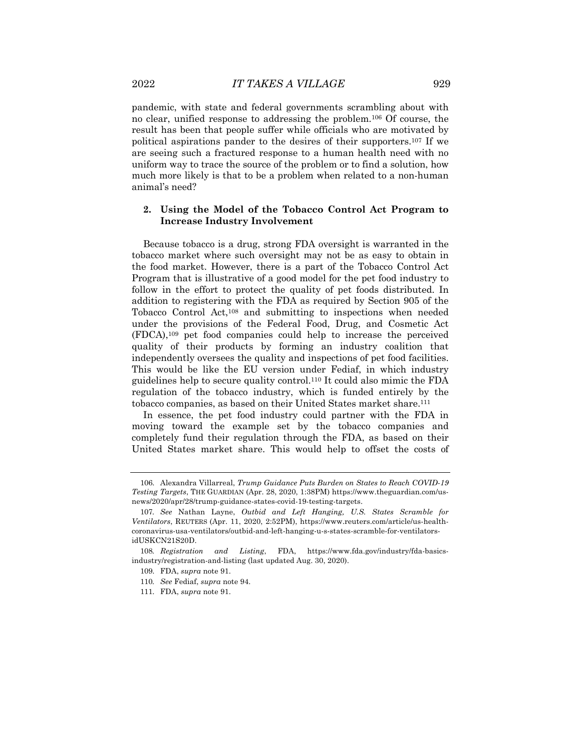pandemic, with state and federal governments scrambling about with no clear, unified response to addressing the problem.[106] Of course, the result has been that people suffer while officials who are motivated by political aspirations pander to the desires of their supporters.[107] If we are seeing such a fractured response to a human health need with no uniform way to trace the source of the problem or to find a solution, how much more likely is that to be a problem when related to a non-human animal's need?

### 2. Using the Model of the Tobacco Control Act Program to Increase Industry Involvement

Because tobacco is a drug, strong FDA oversight is warranted in the tobacco market where such oversight may not be as easy to obtain in the food market. However, there is a part of the Tobacco Control Act Program that is illustrative of a good model for the pet food industry to follow in the effort to protect the quality of pet foods distributed. In addition to registering with the FDA as required by Section 905 of the Tobacco Control Act,[108] and submitting to inspections when needed under the provisions of the Federal Food, Drug, and Cosmetic Act (FDCA),[109] pet food companies could help to increase the perceived quality of their products by forming an industry coalition that independently oversees the quality and inspections of pet food facilities. This would be like the EU version under Fediaf, in which industry guidelines help to secure quality control.[110] It could also mimic the FDA regulation of the tobacco industry, which is funded entirely by the tobacco companies, as based on their United States market share.[111]

In essence, the pet food industry could partner with the FDA in moving toward the example set by the tobacco companies and completely fund their regulation through the FDA, as based on their United States market share. This would help to offset the costs of

---

106. Alexandra Villarreal, *Trump Guidance Puts Burden on States to Reach COVID-19 Testing Targets*, THE GUARDIAN (Apr. 28, 2020, 1:38PM) https://www.theguardian.com/us-news/2020/apr/28/trump-guidance-states-covid-19-testing-targets.

107. *See* Nathan Layne, *Outbid and Left Hanging, U.S. States Scramble for Ventilators*, REUTERS (Apr. 11, 2020, 2:52PM), https://www.reuters.com/article/us-health-coronavirus-usa-ventilators/outbid-and-left-hanging-u-s-states-scramble-for-ventilators-idUSKCN21S20D.

108. *Registration and Listing*, FDA, https://www.fda.gov/industry/fda-basics-industry/registration-and-listing (last updated Aug. 30, 2020).

109. FDA, *supra* note 91.

110. *See* Fediaf, *supra* note 94.

111. FDA, *supra* note 91.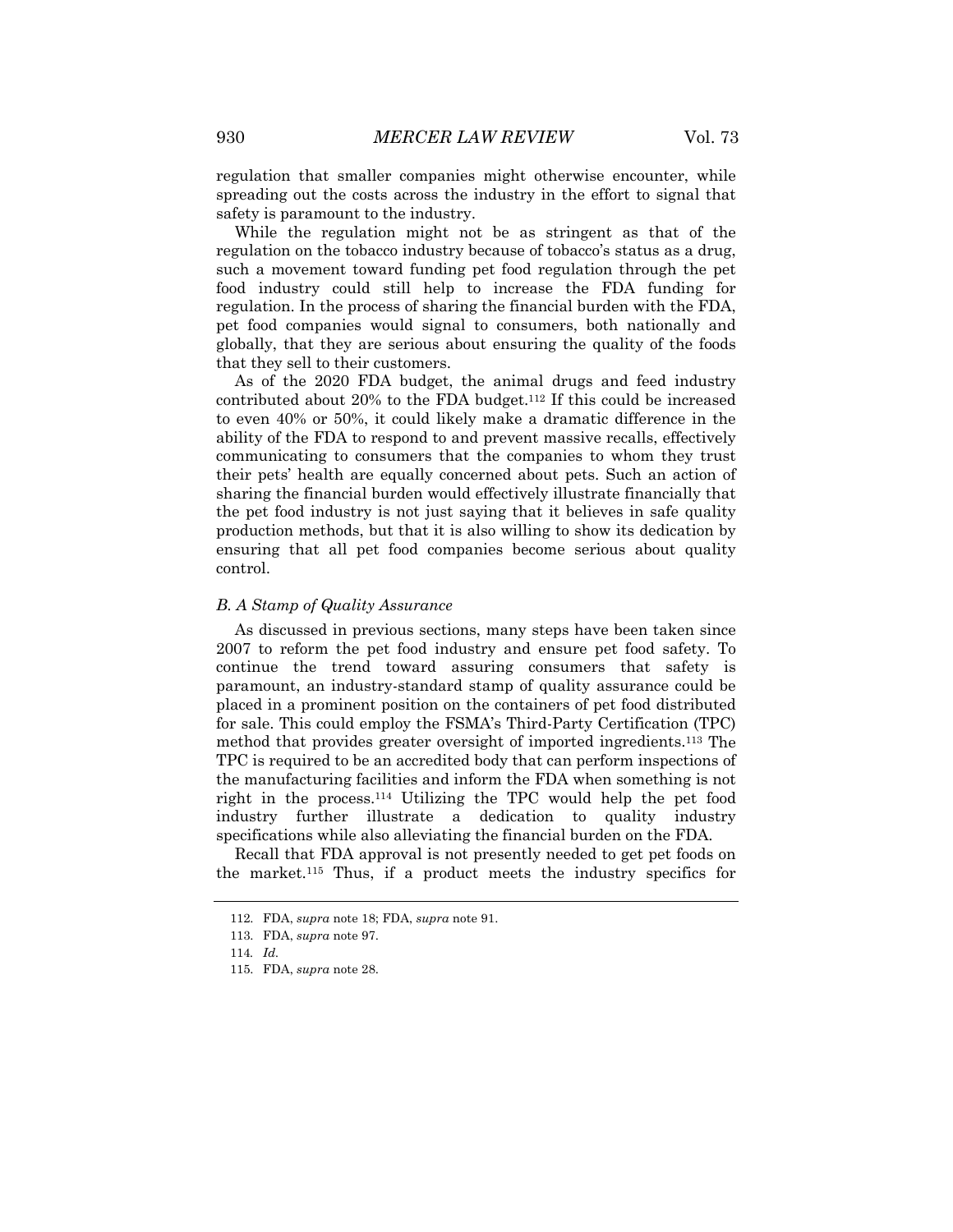regulation that smaller companies might otherwise encounter, while spreading out the costs across the industry in the effort to signal that safety is paramount to the industry.

While the regulation might not be as stringent as that of the regulation on the tobacco industry because of tobacco's status as a drug, such a movement toward funding pet food regulation through the pet food industry could still help to increase the FDA funding for regulation. In the process of sharing the financial burden with the FDA, pet food companies would signal to consumers, both nationally and globally, that they are serious about ensuring the quality of the foods that they sell to their customers.

As of the 2020 FDA budget, the animal drugs and feed industry contributed about 20% to the FDA budget.[112] If this could be increased to even 40% or 50%, it could likely make a dramatic difference in the ability of the FDA to respond to and prevent massive recalls, effectively communicating to consumers that the companies to whom they trust their pets' health are equally concerned about pets. Such an action of sharing the financial burden would effectively illustrate financially that the pet food industry is not just saying that it believes in safe quality production methods, but that it is also willing to show its dedication by ensuring that all pet food companies become serious about quality control.

### *B. A Stamp of Quality Assurance*

As discussed in previous sections, many steps have been taken since 2007 to reform the pet food industry and ensure pet food safety. To continue the trend toward assuring consumers that safety is paramount, an industry-standard stamp of quality assurance could be placed in a prominent position on the containers of pet food distributed for sale. This could employ the FSMA's Third-Party Certification (TPC) method that provides greater oversight of imported ingredients.[113] The TPC is required to be an accredited body that can perform inspections of the manufacturing facilities and inform the FDA when something is not right in the process.[114] Utilizing the TPC would help the pet food industry further illustrate a dedication to quality industry specifications while also alleviating the financial burden on the FDA.

Recall that FDA approval is not presently needed to get pet foods on the market.[115] Thus, if a product meets the industry specifics for

---

112. FDA, *supra* note 18; FDA, *supra* note 91.

113. FDA, *supra* note 97.

114. *Id.*

115. FDA, *supra* note 28.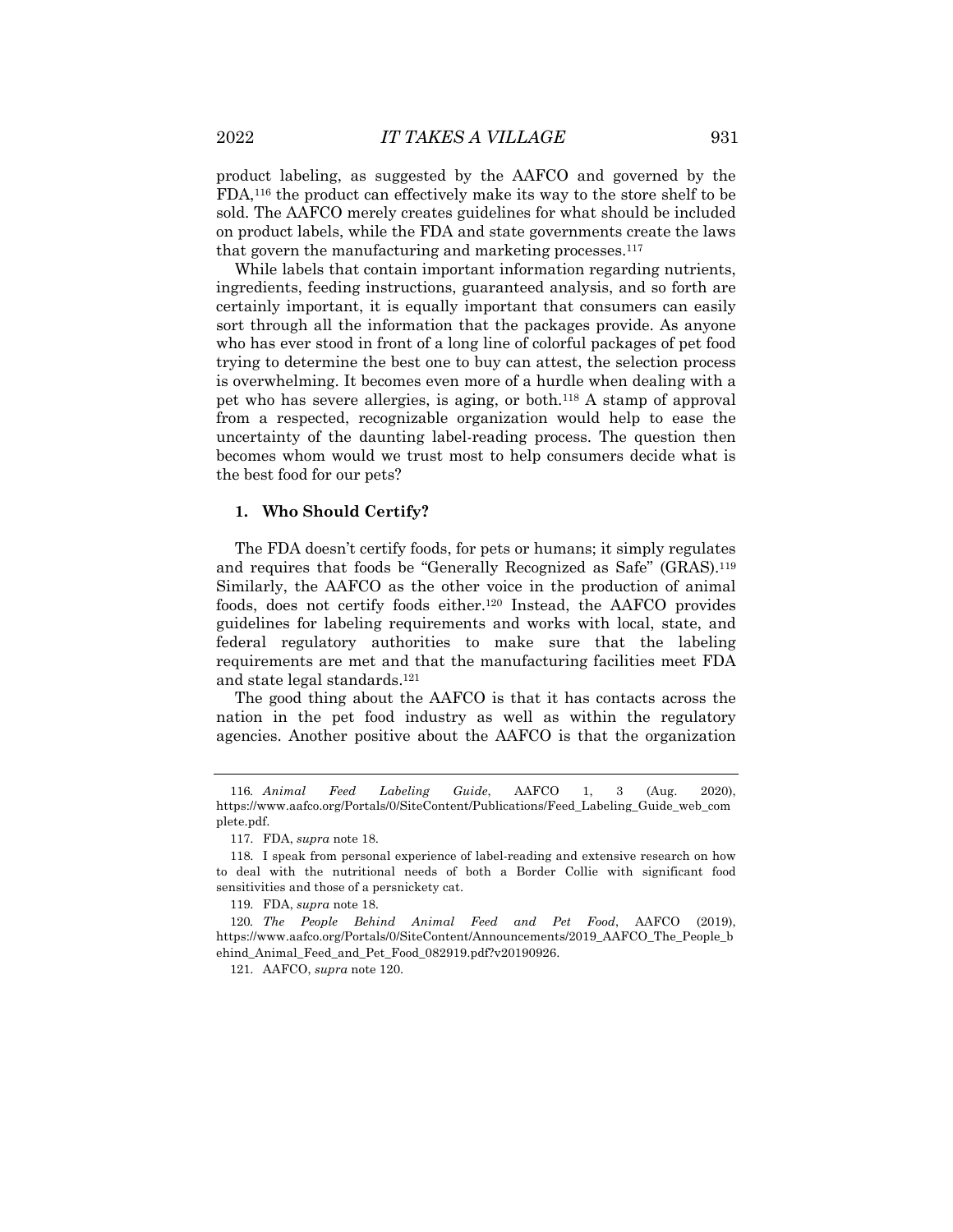product labeling, as suggested by the AAFCO and governed by the FDA,[116] the product can effectively make its way to the store shelf to be sold. The AAFCO merely creates guidelines for what should be included on product labels, while the FDA and state governments create the laws that govern the manufacturing and marketing processes.[117]

While labels that contain important information regarding nutrients, ingredients, feeding instructions, guaranteed analysis, and so forth are certainly important, it is equally important that consumers can easily sort through all the information that the packages provide. As anyone who has ever stood in front of a long line of colorful packages of pet food trying to determine the best one to buy can attest, the selection process is overwhelming. It becomes even more of a hurdle when dealing with a pet who has severe allergies, is aging, or both.[118] A stamp of approval from a respected, recognizable organization would help to ease the uncertainty of the daunting label-reading process. The question then becomes whom would we trust most to help consumers decide what is the best food for our pets?

#### 1. Who Should Certify?

The FDA doesn't certify foods, for pets or humans; it simply regulates and requires that foods be "Generally Recognized as Safe" (GRAS).[119] Similarly, the AAFCO as the other voice in the production of animal foods, does not certify foods either.[120] Instead, the AAFCO provides guidelines for labeling requirements and works with local, state, and federal regulatory authorities to make sure that the labeling requirements are met and that the manufacturing facilities meet FDA and state legal standards.[121]

The good thing about the AAFCO is that it has contacts across the nation in the pet food industry as well as within the regulatory agencies. Another positive about the AAFCO is that the organization

---

116. *Animal Feed Labeling Guide*, AAFCO 1, 3 (Aug. 2020), https://www.aafco.org/Portals/0/SiteContent/Publications/Feed_Labeling_Guide_web_complete.pdf.

117. FDA, *supra* note 18.

118. I speak from personal experience of label-reading and extensive research on how to deal with the nutritional needs of both a Border Collie with significant food sensitivities and those of a persnickety cat.

119. FDA, *supra* note 18.

120. *The People Behind Animal Feed and Pet Food*, AAFCO (2019), https://www.aafco.org/Portals/0/SiteContent/Announcements/2019_AAFCO_The_People_behind_Animal_Feed_and_Pet_Food_082919.pdf?v20190926.

121. AAFCO, *supra* note 120.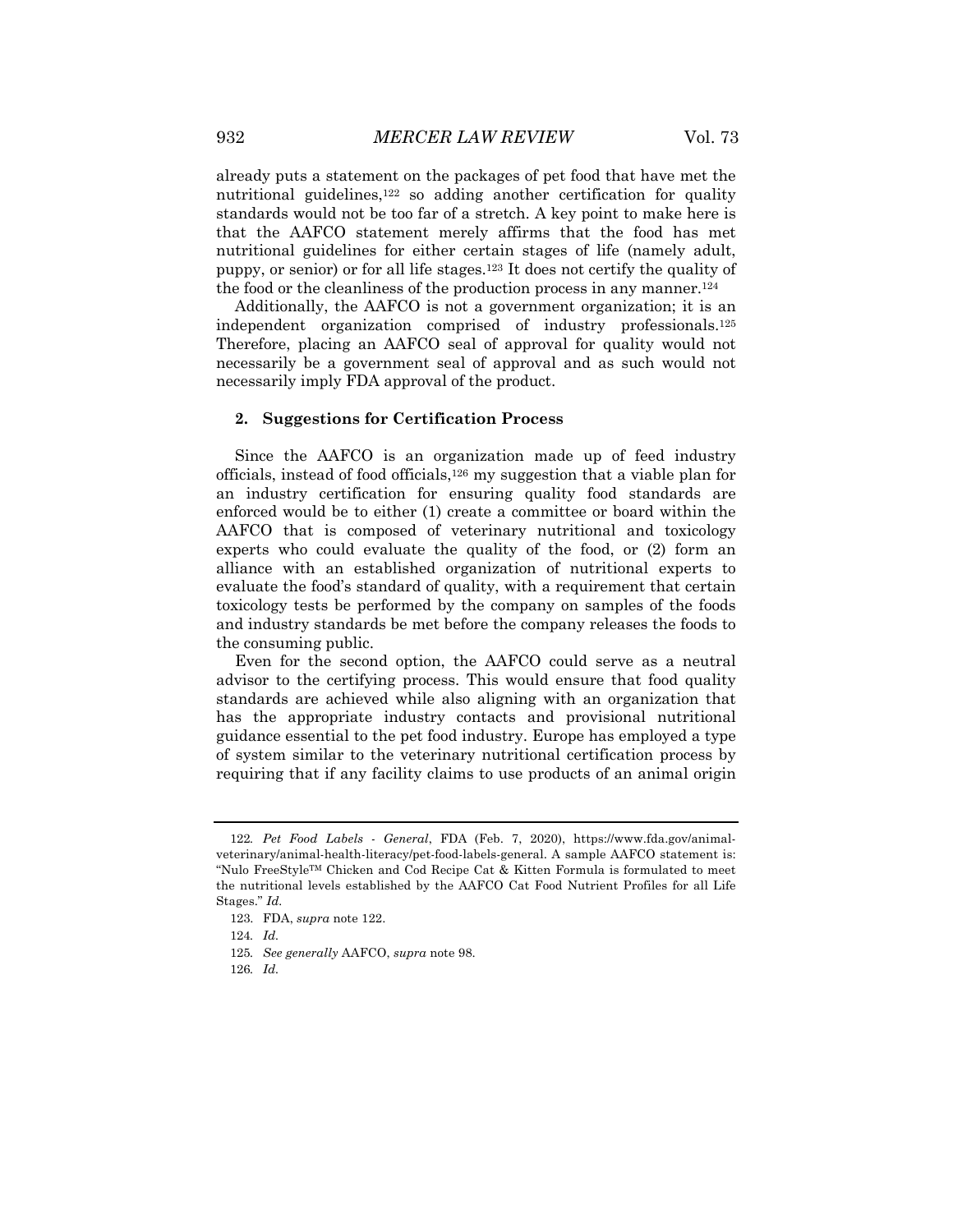already puts a statement on the packages of pet food that have met the nutritional guidelines,[122] so adding another certification for quality standards would not be too far of a stretch. A key point to make here is that the AAFCO statement merely affirms that the food has met nutritional guidelines for either certain stages of life (namely adult, puppy, or senior) or for all life stages.[123] It does not certify the quality of the food or the cleanliness of the production process in any manner.[124]

Additionally, the AAFCO is not a government organization; it is an independent organization comprised of industry professionals.[125] Therefore, placing an AAFCO seal of approval for quality would not necessarily be a government seal of approval and as such would not necessarily imply FDA approval of the product.

#### 2. Suggestions for Certification Process

Since the AAFCO is an organization made up of feed industry officials, instead of food officials,[126] my suggestion that a viable plan for an industry certification for ensuring quality food standards are enforced would be to either (1) create a committee or board within the AAFCO that is composed of veterinary nutritional and toxicology experts who could evaluate the quality of the food, or (2) form an alliance with an established organization of nutritional experts to evaluate the food's standard of quality, with a requirement that certain toxicology tests be performed by the company on samples of the foods and industry standards be met before the company releases the foods to the consuming public.

Even for the second option, the AAFCO could serve as a neutral advisor to the certifying process. This would ensure that food quality standards are achieved while also aligning with an organization that has the appropriate industry contacts and provisional nutritional guidance essential to the pet food industry. Europe has employed a type of system similar to the veterinary nutritional certification process by requiring that if any facility claims to use products of an animal origin

---

122. *Pet Food Labels - General*, FDA (Feb. 7, 2020), https://www.fda.gov/animal-veterinary/animal-health-literacy/pet-food-labels-general. A sample AAFCO statement is: "Nulo FreeStyle™ Chicken and Cod Recipe Cat & Kitten Formula is formulated to meet the nutritional levels established by the AAFCO Cat Food Nutrient Profiles for all Life Stages." *Id.*

123. FDA, *supra* note 122.

124. *Id.*

125. *See generally* AAFCO, *supra* note 98.

126. *Id.*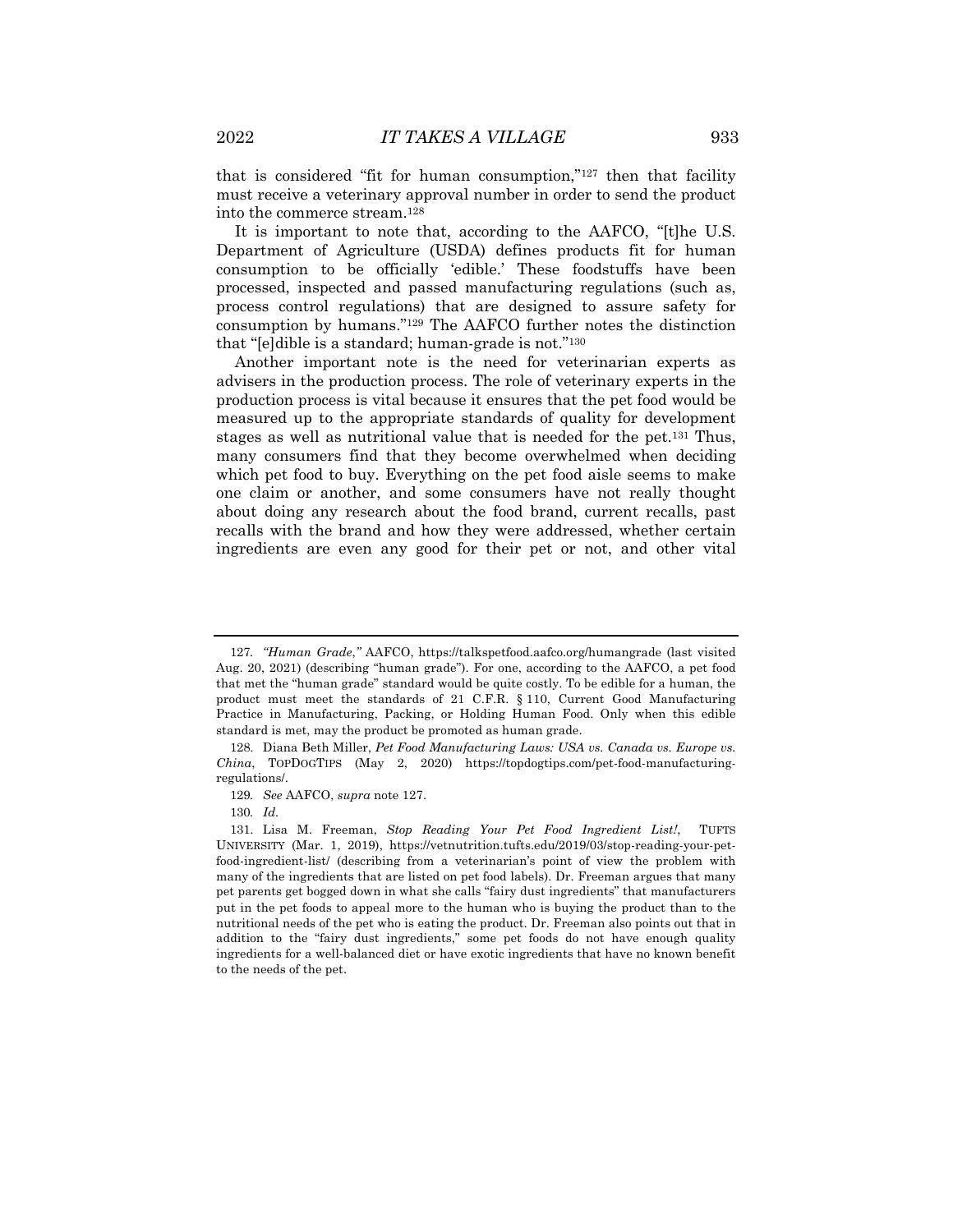that is considered "fit for human consumption,"[127] then that facility must receive a veterinary approval number in order to send the product into the commerce stream.[128]

It is important to note that, according to the AAFCO, "[t]he U.S. Department of Agriculture (USDA) defines products fit for human consumption to be officially 'edible.' These foodstuffs have been processed, inspected and passed manufacturing regulations (such as, process control regulations) that are designed to assure safety for consumption by humans."[129] The AAFCO further notes the distinction that "[e]dible is a standard; human-grade is not."[130]

Another important note is the need for veterinarian experts as advisers in the production process. The role of veterinary experts in the production process is vital because it ensures that the pet food would be measured up to the appropriate standards of quality for development stages as well as nutritional value that is needed for the pet.[131] Thus, many consumers find that they become overwhelmed when deciding which pet food to buy. Everything on the pet food aisle seems to make one claim or another, and some consumers have not really thought about doing any research about the food brand, current recalls, past recalls with the brand and how they were addressed, whether certain ingredients are even any good for their pet or not, and other vital

---

127. *"Human Grade*,*"* AAFCO, https://talkspetfood.aafco.org/humangrade (last visited Aug. 20, 2021) (describing "human grade"). For one, according to the AAFCO, a pet food that met the "human grade" standard would be quite costly. To be edible for a human, the product must meet the standards of 21 C.F.R. § 110, Current Good Manufacturing Practice in Manufacturing, Packing, or Holding Human Food. Only when this edible standard is met, may the product be promoted as human grade.

128. Diana Beth Miller, *Pet Food Manufacturing Laws: USA vs. Canada vs. Europe vs. China*, TOPDOGTIPS (May 2, 2020) https://topdogtips.com/pet-food-manufacturing-regulations/.

129. *See* AAFCO, *supra* note 127.

130. *Id.*

131. Lisa M. Freeman, *Stop Reading Your Pet Food Ingredient List!*, TUFTS UNIVERSITY (Mar. 1, 2019), https://vetnutrition.tufts.edu/2019/03/stop-reading-your-pet-food-ingredient-list/ (describing from a veterinarian's point of view the problem with many of the ingredients that are listed on pet food labels). Dr. Freeman argues that many pet parents get bogged down in what she calls "fairy dust ingredients" that manufacturers put in the pet foods to appeal more to the human who is buying the product than to the nutritional needs of the pet who is eating the product. Dr. Freeman also points out that in addition to the "fairy dust ingredients," some pet foods do not have enough quality ingredients for a well-balanced diet or have exotic ingredients that have no known benefit to the needs of the pet.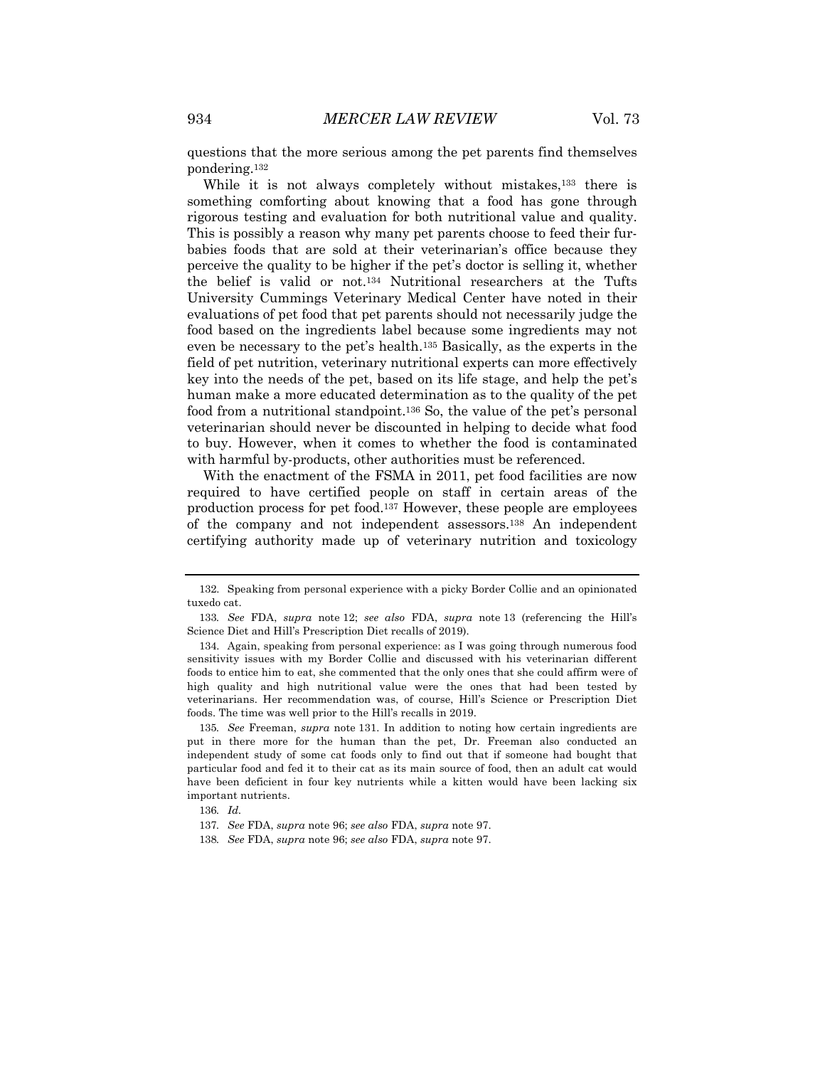questions that the more serious among the pet parents find themselves pondering.[132]

While it is not always completely without mistakes,[133] there is something comforting about knowing that a food has gone through rigorous testing and evaluation for both nutritional value and quality. This is possibly a reason why many pet parents choose to feed their fur-babies foods that are sold at their veterinarian's office because they perceive the quality to be higher if the pet's doctor is selling it, whether the belief is valid or not.[134] Nutritional researchers at the Tufts University Cummings Veterinary Medical Center have noted in their evaluations of pet food that pet parents should not necessarily judge the food based on the ingredients label because some ingredients may not even be necessary to the pet's health.[135] Basically, as the experts in the field of pet nutrition, veterinary nutritional experts can more effectively key into the needs of the pet, based on its life stage, and help the pet's human make a more educated determination as to the quality of the pet food from a nutritional standpoint.[136] So, the value of the pet's personal veterinarian should never be discounted in helping to decide what food to buy. However, when it comes to whether the food is contaminated with harmful by-products, other authorities must be referenced.

With the enactment of the FSMA in 2011, pet food facilities are now required to have certified people on staff in certain areas of the production process for pet food.[137] However, these people are employees of the company and not independent assessors.[138] An independent certifying authority made up of veterinary nutrition and toxicology

---

132. Speaking from personal experience with a picky Border Collie and an opinionated tuxedo cat.

133. *See* FDA, *supra* note 12; *see also* FDA, *supra* note 13 (referencing the Hill's Science Diet and Hill's Prescription Diet recalls of 2019).

134. Again, speaking from personal experience: as I was going through numerous food sensitivity issues with my Border Collie and discussed with his veterinarian different foods to entice him to eat, she commented that the only ones that she could affirm were of high quality and high nutritional value were the ones that had been tested by veterinarians. Her recommendation was, of course, Hill's Science or Prescription Diet foods. The time was well prior to the Hill's recalls in 2019.

135. *See* Freeman, *supra* note 131. In addition to noting how certain ingredients are put in there more for the human than the pet, Dr. Freeman also conducted an independent study of some cat foods only to find out that if someone had bought that particular food and fed it to their cat as its main source of food, then an adult cat would have been deficient in four key nutrients while a kitten would have been lacking six important nutrients.

136. *Id.*

137. *See* FDA, *supra* note 96; *see also* FDA, *supra* note 97.

138. *See* FDA, *supra* note 96; *see also* FDA, *supra* note 97.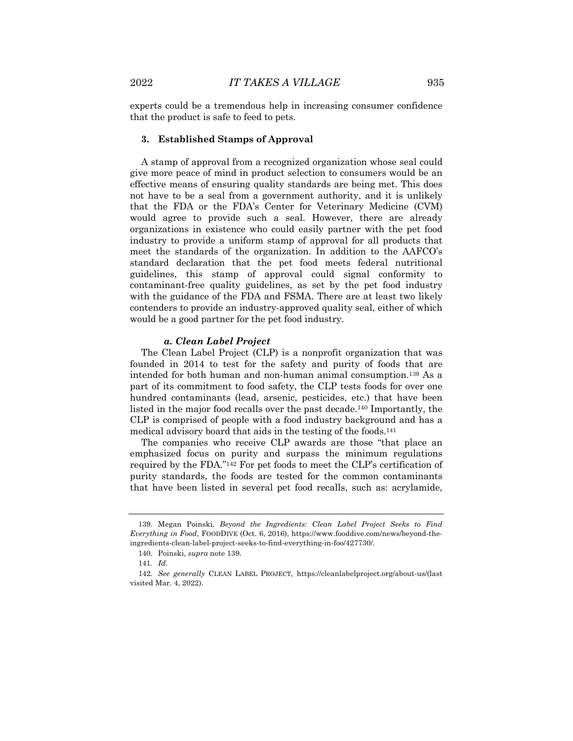experts could be a tremendous help in increasing consumer confidence that the product is safe to feed to pets.

### 3. Established Stamps of Approval

A stamp of approval from a recognized organization whose seal could give more peace of mind in product selection to consumers would be an effective means of ensuring quality standards are being met. This does not have to be a seal from a government authority, and it is unlikely that the FDA or the FDA's Center for Veterinary Medicine (CVM) would agree to provide such a seal. However, there are already organizations in existence who could easily partner with the pet food industry to provide a uniform stamp of approval for all products that meet the standards of the organization. In addition to the AAFCO's standard declaration that the pet food meets federal nutritional guidelines, this stamp of approval could signal conformity to contaminant-free quality guidelines, as set by the pet food industry with the guidance of the FDA and FSMA. There are at least two likely contenders to provide an industry-approved quality seal, either of which would be a good partner for the pet food industry.

#### *a. Clean Label Project*

The Clean Label Project (CLP) is a nonprofit organization that was founded in 2014 to test for the safety and purity of foods that are intended for both human and non-human animal consumption.[139] As a part of its commitment to food safety, the CLP tests foods for over one hundred contaminants (lead, arsenic, pesticides, etc.) that have been listed in the major food recalls over the past decade.[140] Importantly, the CLP is comprised of people with a food industry background and has a medical advisory board that aids in the testing of the foods.[141]

The companies who receive CLP awards are those "that place an emphasized focus on purity and surpass the minimum regulations required by the FDA."[142] For pet foods to meet the CLP's certification of purity standards, the foods are tested for the common contaminants that have been listed in several pet food recalls, such as: acrylamide,

---

139. Megan Poinski, *Beyond the Ingredients: Clean Label Project Seeks to Find Everything in Food*, FOODDIVE (Oct. 6, 2016), https://www.fooddive.com/news/beyond-the-ingredients-clean-label-project-seeks-to-find-everything-in-foo/427730/.

140. Poinski, *supra* note 139.

141. *Id.*

142. *See generally* CLEAN LABEL PROJECT, https://cleanlabelproject.org/about-us/(last visited Mar. 4, 2022).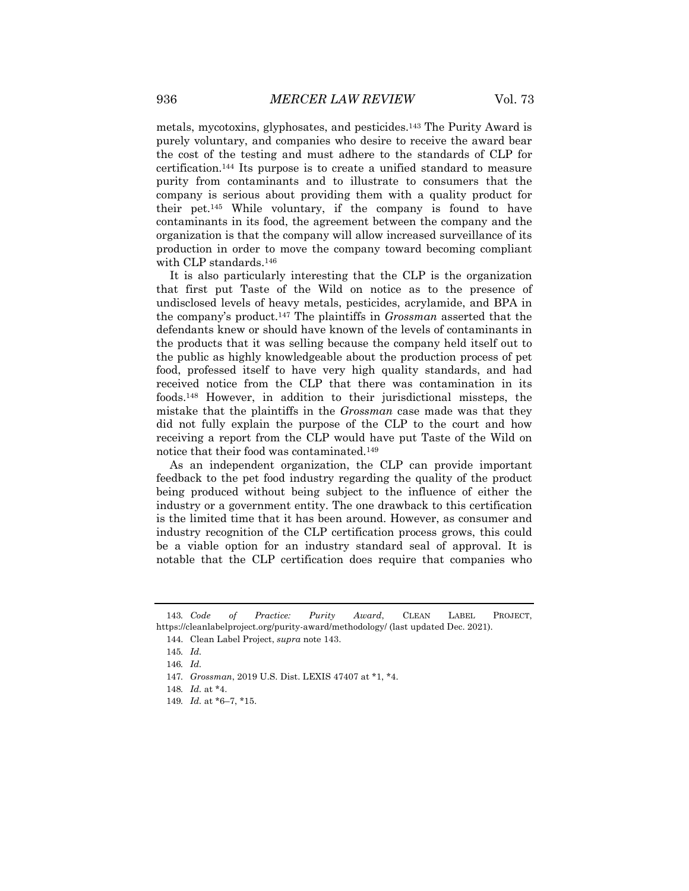metals, mycotoxins, glyphosates, and pesticides.[143] The Purity Award is purely voluntary, and companies who desire to receive the award bear the cost of the testing and must adhere to the standards of CLP for certification.[144] Its purpose is to create a unified standard to measure purity from contaminants and to illustrate to consumers that the company is serious about providing them with a quality product for their pet.[145] While voluntary, if the company is found to have contaminants in its food, the agreement between the company and the organization is that the company will allow increased surveillance of its production in order to move the company toward becoming compliant with CLP standards.[146]

It is also particularly interesting that the CLP is the organization that first put Taste of the Wild on notice as to the presence of undisclosed levels of heavy metals, pesticides, acrylamide, and BPA in the company's product.[147] The plaintiffs in *Grossman* asserted that the defendants knew or should have known of the levels of contaminants in the products that it was selling because the company held itself out to the public as highly knowledgeable about the production process of pet food, professed itself to have very high quality standards, and had received notice from the CLP that there was contamination in its foods.[148] However, in addition to their jurisdictional missteps, the mistake that the plaintiffs in the *Grossman* case made was that they did not fully explain the purpose of the CLP to the court and how receiving a report from the CLP would have put Taste of the Wild on notice that their food was contaminated.[149]

As an independent organization, the CLP can provide important feedback to the pet food industry regarding the quality of the product being produced without being subject to the influence of either the industry or a government entity. The one drawback to this certification is the limited time that it has been around. However, as consumer and industry recognition of the CLP certification process grows, this could be a viable option for an industry standard seal of approval. It is notable that the CLP certification does require that companies who

---

143. *Code of Practice: Purity Award*, CLEAN LABEL PROJECT, https://cleanlabelproject.org/purity-award/methodology/ (last updated Dec. 2021).

144. Clean Label Project, *supra* note 143.

145. *Id.*

146. *Id.*

147. *Grossman*, 2019 U.S. Dist. LEXIS 47407 at *1, *4.

148. *Id.* at *4.

149. *Id.* at *6–7, *15.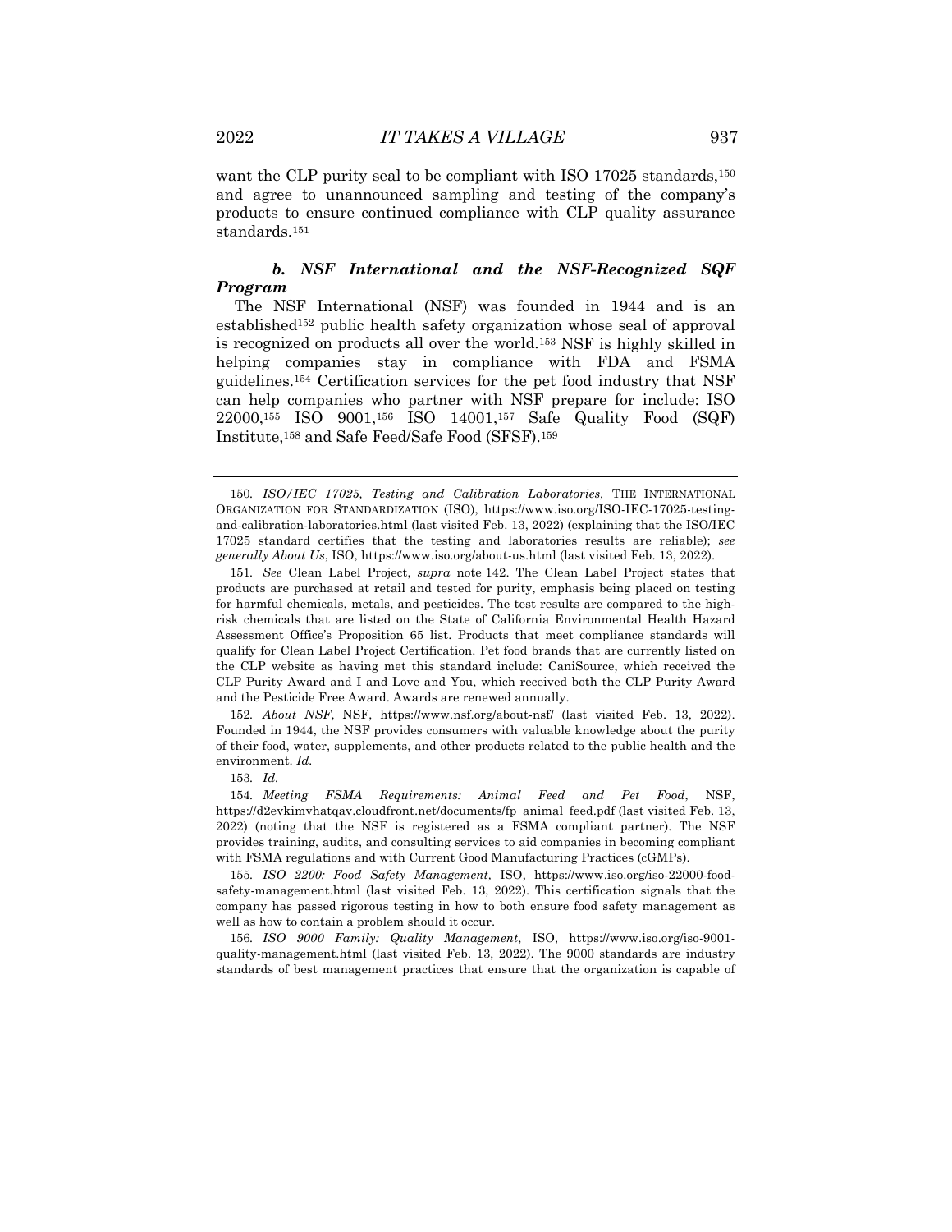want the CLP purity seal to be compliant with ISO 17025 standards,[150] and agree to unannounced sampling and testing of the company's products to ensure continued compliance with CLP quality assurance standards.[151]

### *b. NSF International and the NSF-Recognized SQF Program*

The NSF International (NSF) was founded in 1944 and is an established[152] public health safety organization whose seal of approval is recognized on products all over the world.[153] NSF is highly skilled in helping companies stay in compliance with FDA and FSMA guidelines.[154] Certification services for the pet food industry that NSF can help companies who partner with NSF prepare for include: ISO 22000,[155] ISO 9001,[156] ISO 14001,[157] Safe Quality Food (SQF) Institute,[158] and Safe Feed/Safe Food (SFSF).[159]

---

150. *ISO/IEC 17025, Testing and Calibration Laboratories,* THE INTERNATIONAL ORGANIZATION FOR STANDARDIZATION (ISO), https://www.iso.org/ISO-IEC-17025-testing-and-calibration-laboratories.html (last visited Feb. 13, 2022) (explaining that the ISO/IEC 17025 standard certifies that the testing and laboratories results are reliable); *see generally About Us*, ISO, https://www.iso.org/about-us.html (last visited Feb. 13, 2022).

151. *See* Clean Label Project, *supra* note 142. The Clean Label Project states that products are purchased at retail and tested for purity, emphasis being placed on testing for harmful chemicals, metals, and pesticides. The test results are compared to the high-risk chemicals that are listed on the State of California Environmental Health Hazard Assessment Office's Proposition 65 list. Products that meet compliance standards will qualify for Clean Label Project Certification. Pet food brands that are currently listed on the CLP website as having met this standard include: CaniSource, which received the CLP Purity Award and I and Love and You, which received both the CLP Purity Award and the Pesticide Free Award. Awards are renewed annually.

152. *About NSF*, NSF, https://www.nsf.org/about-nsf/ (last visited Feb. 13, 2022). Founded in 1944, the NSF provides consumers with valuable knowledge about the purity of their food, water, supplements, and other products related to the public health and the environment. *Id.*

153. *Id.*

154. *Meeting FSMA Requirements: Animal Feed and Pet Food*, NSF, https://d2evkimvhatqav.cloudfront.net/documents/fp_animal_feed.pdf (last visited Feb. 13, 2022) (noting that the NSF is registered as a FSMA compliant partner). The NSF provides training, audits, and consulting services to aid companies in becoming compliant with FSMA regulations and with Current Good Manufacturing Practices (cGMPs).

155. *ISO 2200: Food Safety Management,* ISO, https://www.iso.org/iso-22000-food-safety-management.html (last visited Feb. 13, 2022). This certification signals that the company has passed rigorous testing in how to both ensure food safety management as well as how to contain a problem should it occur.

156. *ISO 9000 Family: Quality Management*, ISO, https://www.iso.org/iso-9001-quality-management.html (last visited Feb. 13, 2022). The 9000 standards are industry standards of best management practices that ensure that the organization is capable of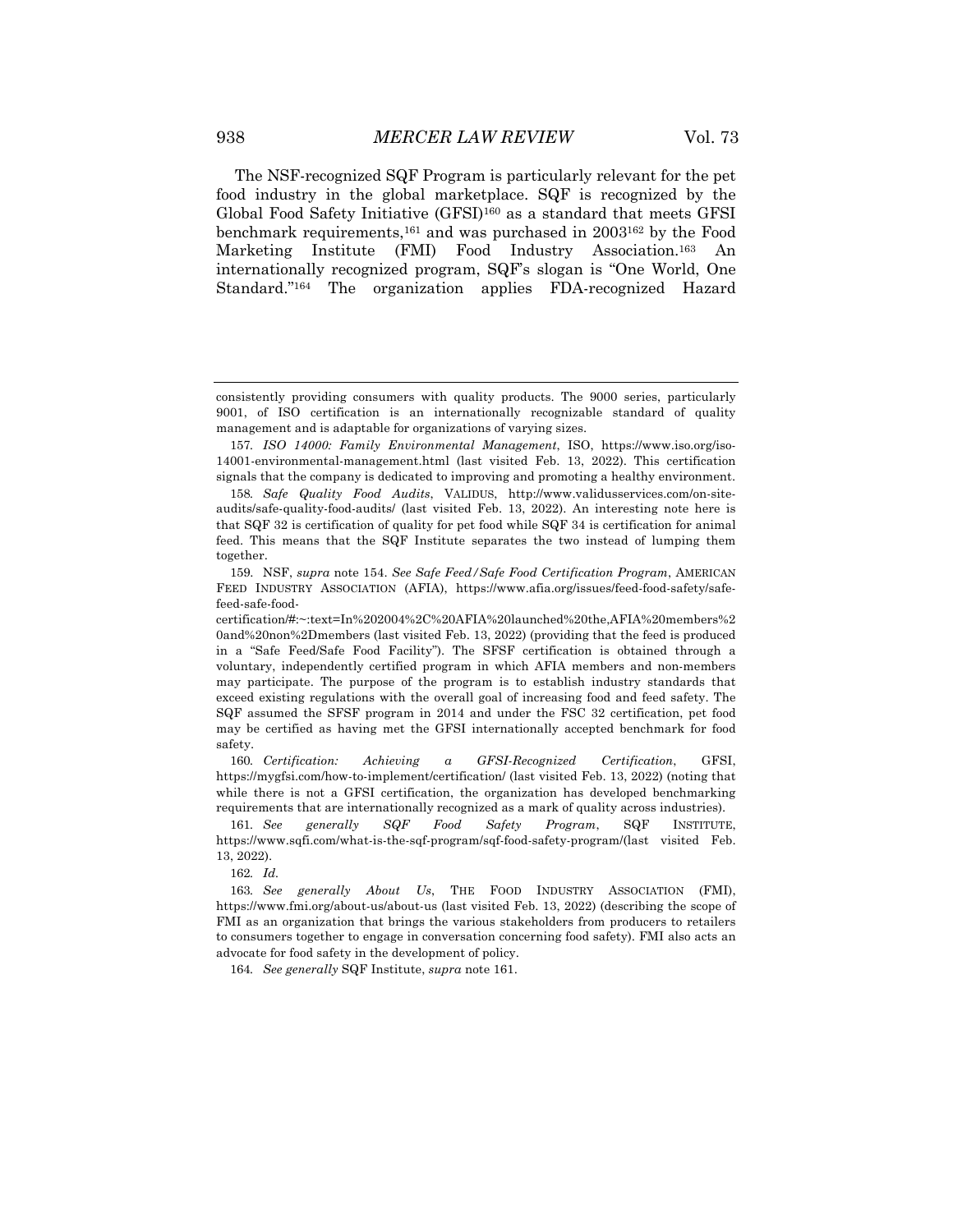The NSF-recognized SQF Program is particularly relevant for the pet food industry in the global marketplace. SQF is recognized by the Global Food Safety Initiative (GFSI)[160] as a standard that meets GFSI benchmark requirements,[161] and was purchased in 2003[162] by the Food Marketing Institute (FMI) Food Industry Association.[163] An internationally recognized program, SQF's slogan is "One World, One Standard."[164] The organization applies FDA-recognized Hazard

---

consistently providing consumers with quality products. The 9000 series, particularly 9001, of ISO certification is an internationally recognizable standard of quality management and is adaptable for organizations of varying sizes.

157. *ISO 14000: Family Environmental Management*, ISO, https://www.iso.org/iso-14001-environmental-management.html (last visited Feb. 13, 2022). This certification signals that the company is dedicated to improving and promoting a healthy environment.

158. *Safe Quality Food Audits*, VALIDUS, http://www.validusservices.com/on-site-audits/safe-quality-food-audits/ (last visited Feb. 13, 2022). An interesting note here is that SQF 32 is certification of quality for pet food while SQF 34 is certification for animal feed. This means that the SQF Institute separates the two instead of lumping them together.

159. NSF, *supra* note 154. *See Safe Feed/Safe Food Certification Program*, AMERICAN FEED INDUSTRY ASSOCIATION (AFIA), https://www.afia.org/issues/feed-food-safety/safe-feed-safe-food-certification/#:~:text=In%202004%2C%20AFIA%20launched%20the,AFIA%20members%20and%20non%2Dmembers (last visited Feb. 13, 2022) (providing that the feed is produced in a "Safe Feed/Safe Food Facility"). The SFSF certification is obtained through a voluntary, independently certified program in which AFIA members and non-members may participate. The purpose of the program is to establish industry standards that exceed existing regulations with the overall goal of increasing food and feed safety. The SQF assumed the SFSF program in 2014 and under the FSC 32 certification, pet food may be certified as having met the GFSI internationally accepted benchmark for food safety.

160. *Certification: Achieving a GFSI-Recognized Certification*, GFSI, https://mygfsi.com/how-to-implement/certification/ (last visited Feb. 13, 2022) (noting that while there is not a GFSI certification, the organization has developed benchmarking requirements that are internationally recognized as a mark of quality across industries).

161. *See generally SQF Food Safety Program*, SQF INSTITUTE, https://www.sqfi.com/what-is-the-sqf-program/sqf-food-safety-program/(last visited Feb. 13, 2022).

162. *Id.*

163. *See generally About Us*, THE FOOD INDUSTRY ASSOCIATION (FMI), https://www.fmi.org/about-us/about-us (last visited Feb. 13, 2022) (describing the scope of FMI as an organization that brings the various stakeholders from producers to retailers to consumers together to engage in conversation concerning food safety). FMI also acts an advocate for food safety in the development of policy.

164. *See generally* SQF Institute, *supra* note 161.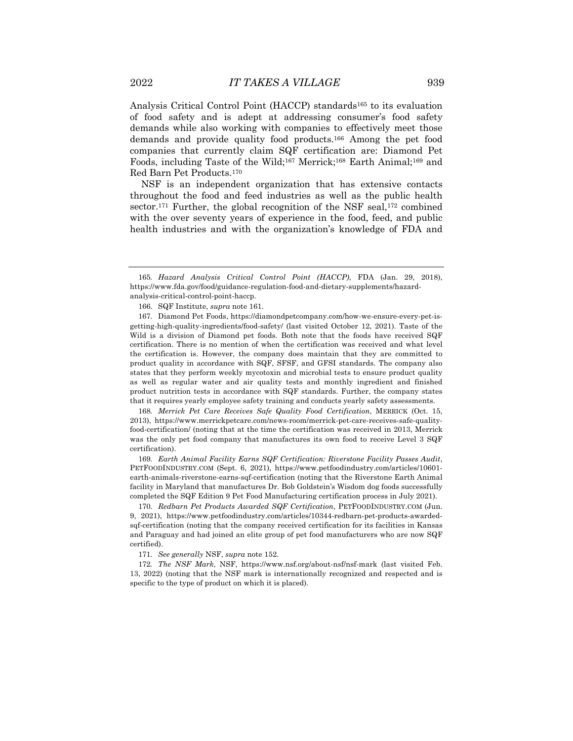Analysis Critical Control Point (HACCP) standards[165] to its evaluation of food safety and is adept at addressing consumer's food safety demands while also working with companies to effectively meet those demands and provide quality food products.[166] Among the pet food companies that currently claim SQF certification are: Diamond Pet Foods, including Taste of the Wild;[167] Merrick;[168] Earth Animal;[169] and Red Barn Pet Products.[170]

NSF is an independent organization that has extensive contacts throughout the food and feed industries as well as the public health sector.[171] Further, the global recognition of the NSF seal,[172] combined with the over seventy years of experience in the food, feed, and public health industries and with the organization's knowledge of FDA and

---

165. *Hazard Analysis Critical Control Point (HACCP)*, FDA (Jan. 29, 2018), https://www.fda.gov/food/guidance-regulation-food-and-dietary-supplements/hazard-analysis-critical-control-point-haccp.

166. SQF Institute, *supra* note 161.

167. Diamond Pet Foods, https://diamondpetcompany.com/how-we-ensure-every-pet-is-getting-high-quality-ingredients/food-safety/ (last visited October 12, 2021). Taste of the Wild is a division of Diamond pet foods. Both note that the foods have received SQF certification. There is no mention of when the certification was received and what level the certification is. However, the company does maintain that they are committed to product quality in accordance with SQF, SFSF, and GFSI standards. The company also states that they perform weekly mycotoxin and microbial tests to ensure product quality as well as regular water and air quality tests and monthly ingredient and finished product nutrition tests in accordance with SQF standards. Further, the company states that it requires yearly employee safety training and conducts yearly safety assessments.

168. *Merrick Pet Care Receives Safe Quality Food Certification*, MERRICK (Oct. 15, 2013), https://www.merrickpetcare.com/news-room/merrick-pet-care-receives-safe-quality-food-certification/ (noting that at the time the certification was received in 2013, Merrick was the only pet food company that manufactures its own food to receive Level 3 SQF certification).

169. *Earth Animal Facility Earns SQF Certification: Riverstone Facility Passes Audit*, PETFOODINDUSTRY.COM (Sept. 6, 2021), https://www.petfoodindustry.com/articles/10601-earth-animals-riverstone-earns-sqf-certification (noting that the Riverstone Earth Animal facility in Maryland that manufactures Dr. Bob Goldstein's Wisdom dog foods successfully completed the SQF Edition 9 Pet Food Manufacturing certification process in July 2021).

170. *Redbarn Pet Products Awarded SQF Certification*, PETFOODINDUSTRY.COM (Jun. 9, 2021), https://www.petfoodindustry.com/articles/10344-redbarn-pet-products-awarded-sqf-certification (noting that the company received certification for its facilities in Kansas and Paraguay and had joined an elite group of pet food manufacturers who are now SQF certified).

171. *See generally* NSF, *supra* note 152.

172. *The NSF Mark*, NSF, https://www.nsf.org/about-nsf/nsf-mark (last visited Feb. 13, 2022) (noting that the NSF mark is internationally recognized and respected and is specific to the type of product on which it is placed).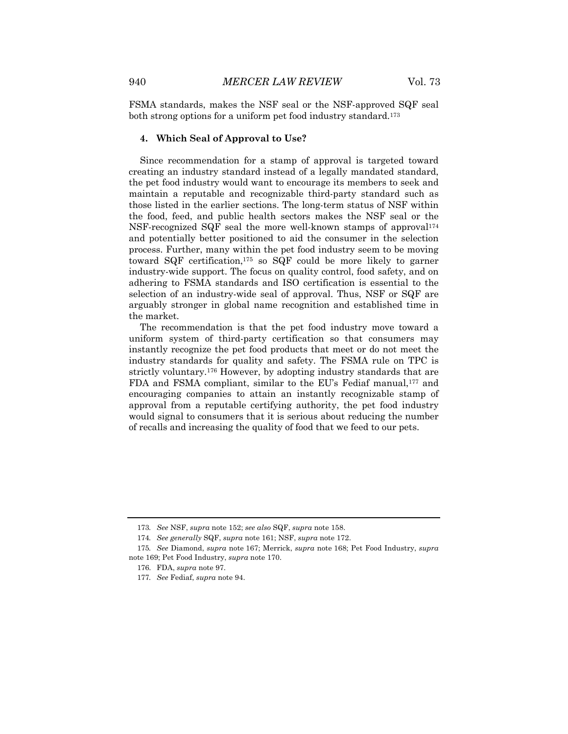FSMA standards, makes the NSF seal or the NSF-approved SQF seal both strong options for a uniform pet food industry standard.[173]

#### 4. Which Seal of Approval to Use?

Since recommendation for a stamp of approval is targeted toward creating an industry standard instead of a legally mandated standard, the pet food industry would want to encourage its members to seek and maintain a reputable and recognizable third-party standard such as those listed in the earlier sections. The long-term status of NSF within the food, feed, and public health sectors makes the NSF seal or the NSF-recognized SQF seal the more well-known stamps of approval[174] and potentially better positioned to aid the consumer in the selection process. Further, many within the pet food industry seem to be moving toward SQF certification,[175] so SQF could be more likely to garner industry-wide support. The focus on quality control, food safety, and on adhering to FSMA standards and ISO certification is essential to the selection of an industry-wide seal of approval. Thus, NSF or SQF are arguably stronger in global name recognition and established time in the market.

The recommendation is that the pet food industry move toward a uniform system of third-party certification so that consumers may instantly recognize the pet food products that meet or do not meet the industry standards for quality and safety. The FSMA rule on TPC is strictly voluntary.[176] However, by adopting industry standards that are FDA and FSMA compliant, similar to the EU's Fediaf manual,[177] and encouraging companies to attain an instantly recognizable stamp of approval from a reputable certifying authority, the pet food industry would signal to consumers that it is serious about reducing the number of recalls and increasing the quality of food that we feed to our pets.

---

173. *See* NSF, *supra* note 152; *see also* SQF, *supra* note 158.

174. *See generally* SQF, *supra* note 161; NSF, *supra* note 172.

175. *See* Diamond, *supra* note 167; Merrick, *supra* note 168; Pet Food Industry, *supra* note 169; Pet Food Industry, *supra* note 170.

176. FDA, *supra* note 97.

177. *See* Fediaf, *supra* note 94.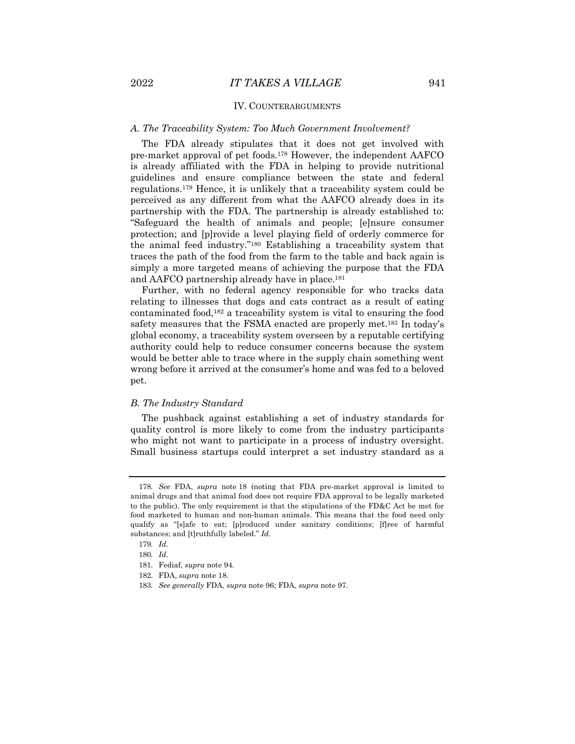## IV. COUNTERARGUMENTS

### *A. The Traceability System: Too Much Government Involvement?*

The FDA already stipulates that it does not get involved with pre-market approval of pet foods.[178] However, the independent AAFCO is already affiliated with the FDA in helping to provide nutritional guidelines and ensure compliance between the state and federal regulations.[179] Hence, it is unlikely that a traceability system could be perceived as any different from what the AAFCO already does in its partnership with the FDA. The partnership is already established to: "Safeguard the health of animals and people; [e]nsure consumer protection; and [p]rovide a level playing field of orderly commerce for the animal feed industry."[180] Establishing a traceability system that traces the path of the food from the farm to the table and back again is simply a more targeted means of achieving the purpose that the FDA and AAFCO partnership already have in place.[181]

Further, with no federal agency responsible for who tracks data relating to illnesses that dogs and cats contract as a result of eating contaminated food,[182] a traceability system is vital to ensuring the food safety measures that the FSMA enacted are properly met.[183] In today's global economy, a traceability system overseen by a reputable certifying authority could help to reduce consumer concerns because the system would be better able to trace where in the supply chain something went wrong before it arrived at the consumer's home and was fed to a beloved pet.

### *B. The Industry Standard*

The pushback against establishing a set of industry standards for quality control is more likely to come from the industry participants who might not want to participate in a process of industry oversight. Small business startups could interpret a set industry standard as a

---

178. *See* FDA, *supra* note 18 (noting that FDA pre-market approval is limited to animal drugs and that animal food does not require FDA approval to be legally marketed to the public). The only requirement is that the stipulations of the FD&C Act be met for food marketed to human and non-human animals. This means that the food need only qualify as "[s]afe to eat; [p]roduced under sanitary conditions; [f]ree of harmful substances; and [t]ruthfully labeled." *Id.*

179. *Id.*

180. *Id.*

181. Fediaf, *supra* note 94.

182. FDA, *supra* note 18.

183. *See generally* FDA, *supra* note 96; FDA, *supra* note 97.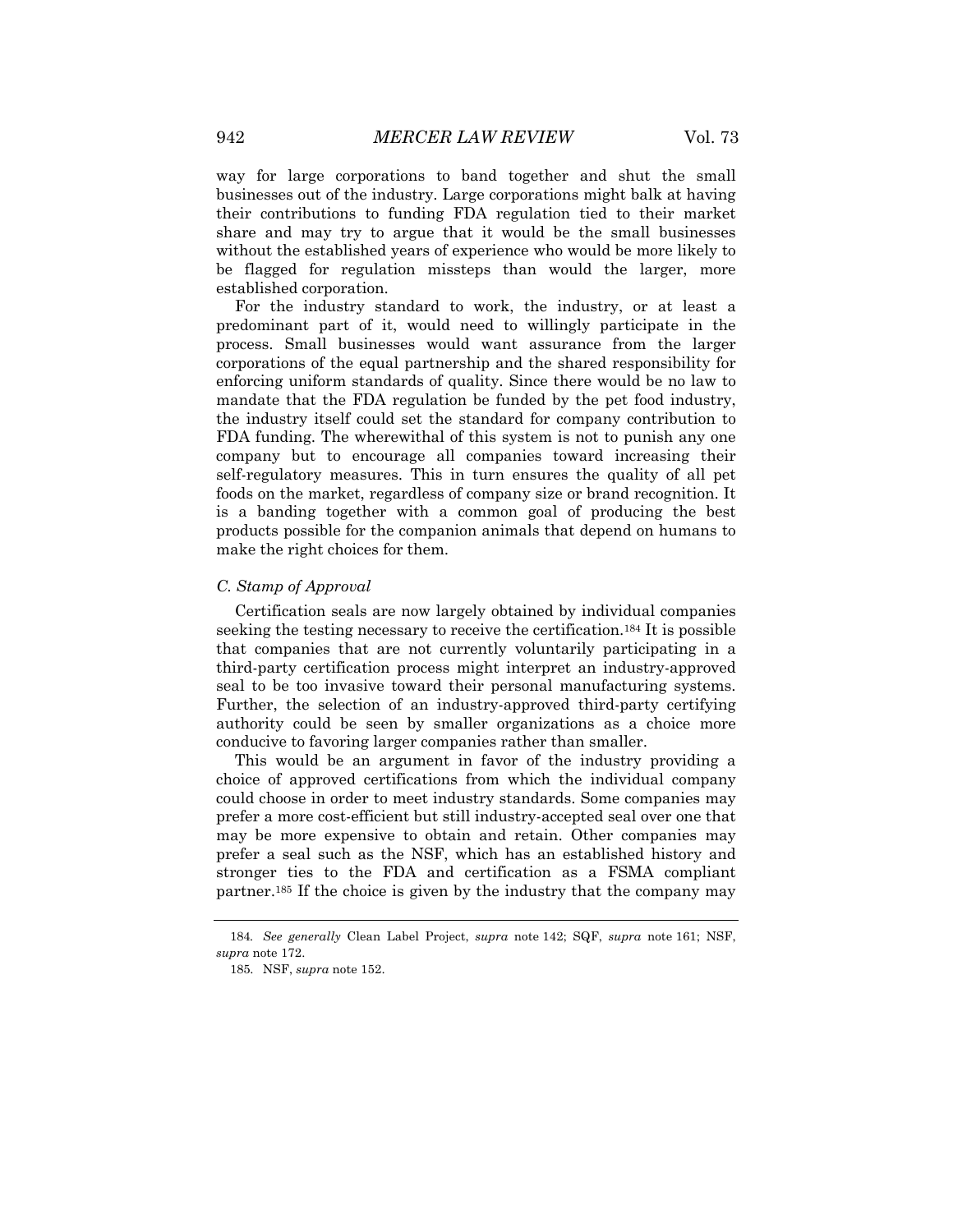way for large corporations to band together and shut the small businesses out of the industry. Large corporations might balk at having their contributions to funding FDA regulation tied to their market share and may try to argue that it would be the small businesses without the established years of experience who would be more likely to be flagged for regulation missteps than would the larger, more established corporation.

For the industry standard to work, the industry, or at least a predominant part of it, would need to willingly participate in the process. Small businesses would want assurance from the larger corporations of the equal partnership and the shared responsibility for enforcing uniform standards of quality. Since there would be no law to mandate that the FDA regulation be funded by the pet food industry, the industry itself could set the standard for company contribution to FDA funding. The wherewithal of this system is not to punish any one company but to encourage all companies toward increasing their self-regulatory measures. This in turn ensures the quality of all pet foods on the market, regardless of company size or brand recognition. It is a banding together with a common goal of producing the best products possible for the companion animals that depend on humans to make the right choices for them.

### *C. Stamp of Approval*

Certification seals are now largely obtained by individual companies seeking the testing necessary to receive the certification.[184] It is possible that companies that are not currently voluntarily participating in a third-party certification process might interpret an industry-approved seal to be too invasive toward their personal manufacturing systems. Further, the selection of an industry-approved third-party certifying authority could be seen by smaller organizations as a choice more conducive to favoring larger companies rather than smaller.

This would be an argument in favor of the industry providing a choice of approved certifications from which the individual company could choose in order to meet industry standards. Some companies may prefer a more cost-efficient but still industry-accepted seal over one that may be more expensive to obtain and retain. Other companies may prefer a seal such as the NSF, which has an established history and stronger ties to the FDA and certification as a FSMA compliant partner.[185] If the choice is given by the industry that the company may

---

184. *See generally* Clean Label Project, *supra* note 142; SQF, *supra* note 161; NSF, *supra* note 172.

185. NSF, *supra* note 152.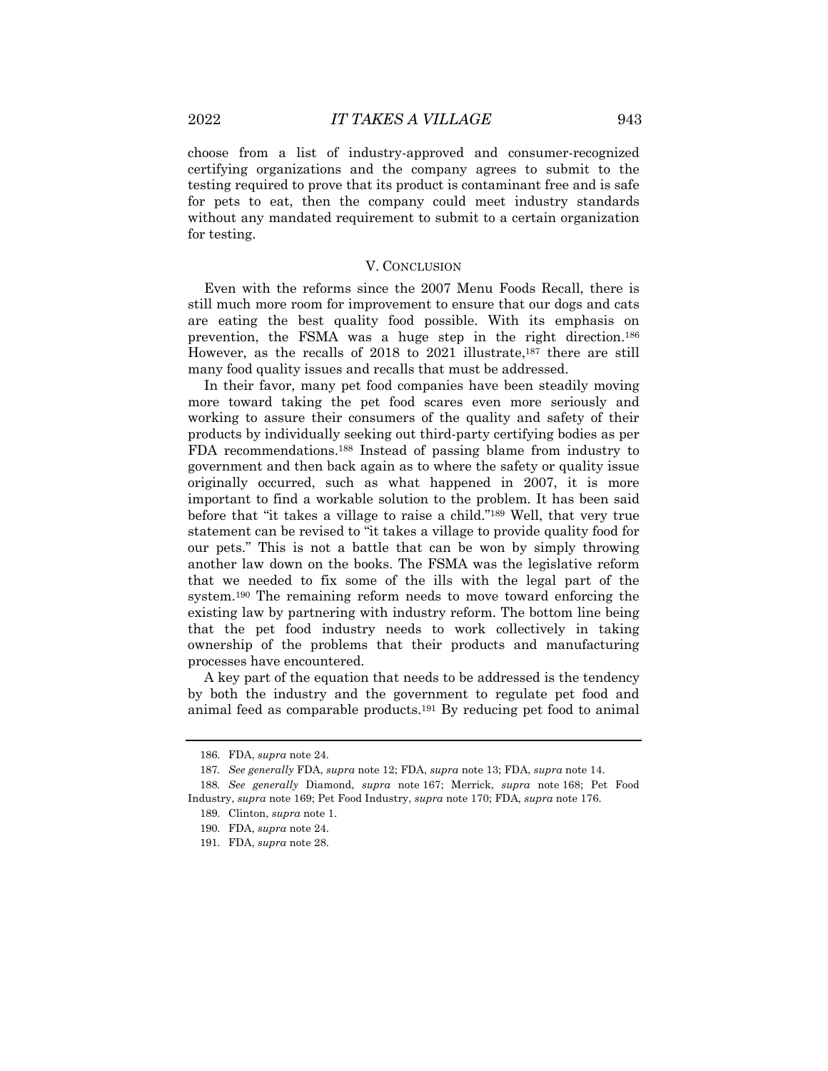choose from a list of industry-approved and consumer-recognized certifying organizations and the company agrees to submit to the testing required to prove that its product is contaminant free and is safe for pets to eat, then the company could meet industry standards without any mandated requirement to submit to a certain organization for testing.

## V. CONCLUSION

Even with the reforms since the 2007 Menu Foods Recall, there is still much more room for improvement to ensure that our dogs and cats are eating the best quality food possible. With its emphasis on prevention, the FSMA was a huge step in the right direction.[186] However, as the recalls of 2018 to 2021 illustrate,[187] there are still many food quality issues and recalls that must be addressed.

In their favor, many pet food companies have been steadily moving more toward taking the pet food scares even more seriously and working to assure their consumers of the quality and safety of their products by individually seeking out third-party certifying bodies as per FDA recommendations.[188] Instead of passing blame from industry to government and then back again as to where the safety or quality issue originally occurred, such as what happened in 2007, it is more important to find a workable solution to the problem. It has been said before that "it takes a village to raise a child."[189] Well, that very true statement can be revised to "it takes a village to provide quality food for our pets." This is not a battle that can be won by simply throwing another law down on the books. The FSMA was the legislative reform that we needed to fix some of the ills with the legal part of the system.[190] The remaining reform needs to move toward enforcing the existing law by partnering with industry reform. The bottom line being that the pet food industry needs to work collectively in taking ownership of the problems that their products and manufacturing processes have encountered.

A key part of the equation that needs to be addressed is the tendency by both the industry and the government to regulate pet food and animal feed as comparable products.[191] By reducing pet food to animal

---

186. FDA, *supra* note 24.

187. *See generally* FDA, *supra* note 12; FDA, *supra* note 13; FDA, *supra* note 14.

188. *See generally* Diamond, *supra* note 167; Merrick, *supra* note 168; Pet Food Industry, *supra* note 169; Pet Food Industry, *supra* note 170; FDA, *supra* note 176.

189. Clinton, *supra* note 1.

190. FDA, *supra* note 24.

191. FDA, *supra* note 28.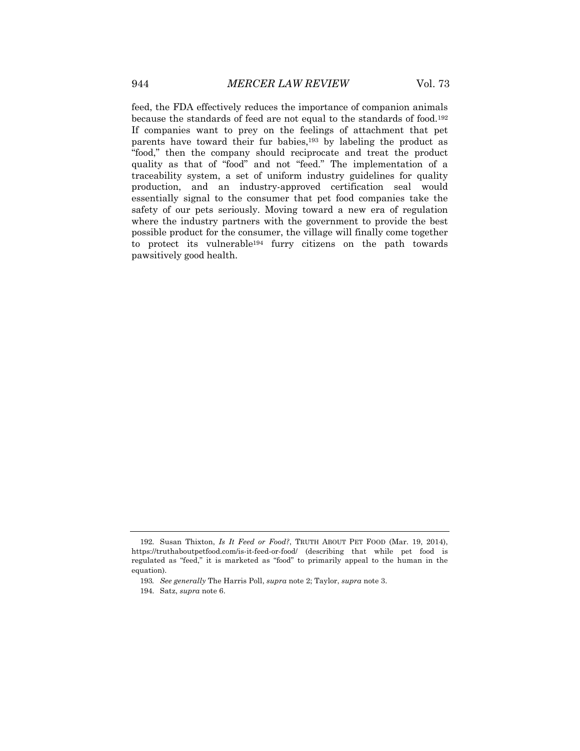feed, the FDA effectively reduces the importance of companion animals because the standards of feed are not equal to the standards of food.[192] If companies want to prey on the feelings of attachment that pet parents have toward their fur babies,[193] by labeling the product as "food," then the company should reciprocate and treat the product quality as that of "food" and not "feed." The implementation of a traceability system, a set of uniform industry guidelines for quality production, and an industry-approved certification seal would essentially signal to the consumer that pet food companies take the safety of our pets seriously. Moving toward a new era of regulation where the industry partners with the government to provide the best possible product for the consumer, the village will finally come together to protect its vulnerable[194] furry citizens on the path towards pawsitively good health.

---

192. Susan Thixton, *Is It Feed or Food?*, TRUTH ABOUT PET FOOD (Mar. 19, 2014), https://truthaboutpetfood.com/is-it-feed-or-food/ (describing that while pet food is regulated as "feed," it is marketed as "food" to primarily appeal to the human in the equation).

193. *See generally* The Harris Poll, *supra* note 2; Taylor, *supra* note 3.

194. Satz, *supra* note 6.